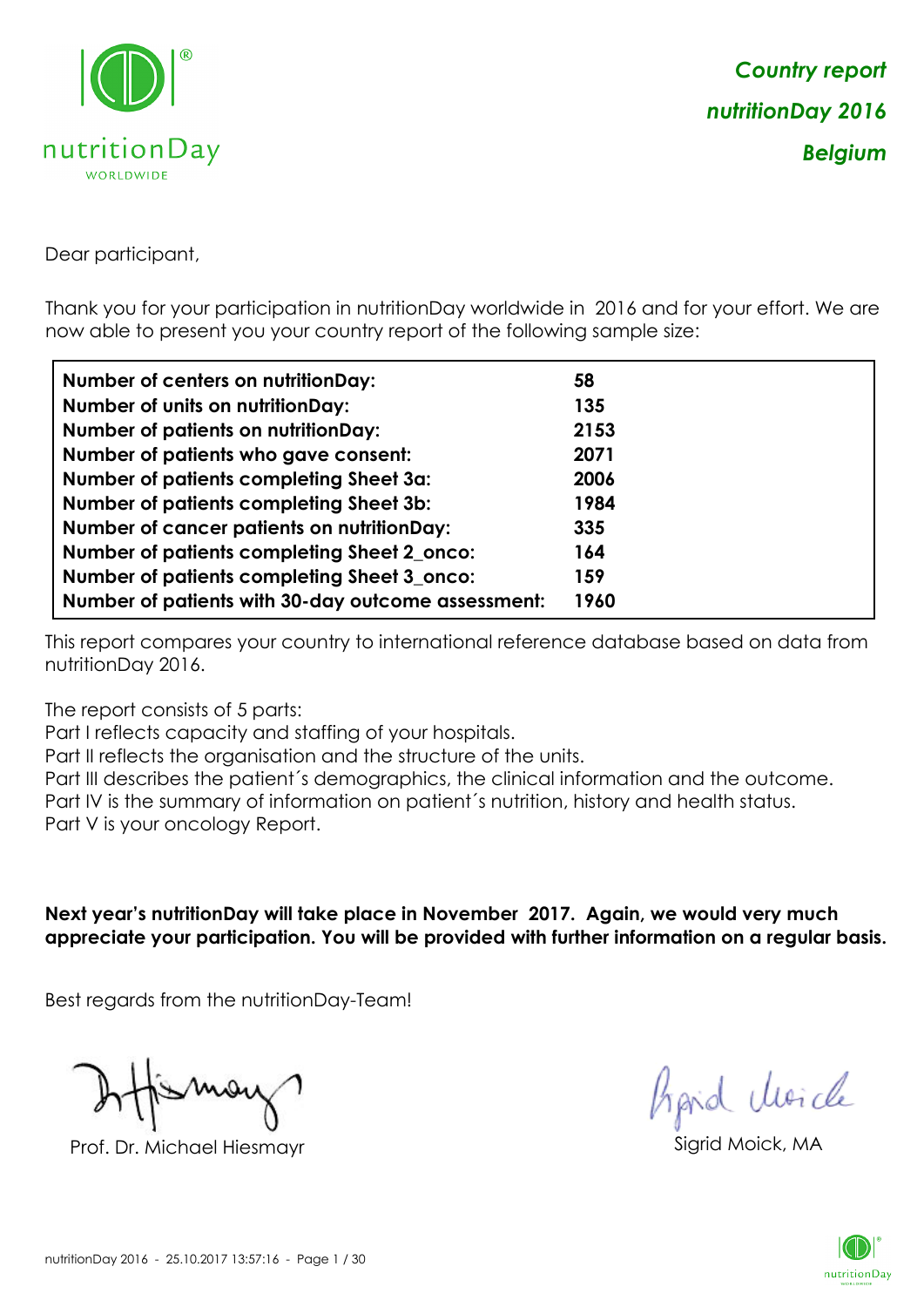***Country report***

***nutritionDay 2016***

***Belgium***

Dear participant,

Thank you for your participation in nutritionDay worldwide in 2016 and for your effort. We are now able to present you your country report of the following sample size:

| | |
|---|---|
| **Number of centers on nutritionDay:** | **58** |
| **Number of units on nutritionDay:** | **135** |
| **Number of patients on nutritionDay:** | **2153** |
| **Number of patients who gave consent:** | **2071** |
| **Number of patients completing Sheet 3a:** | **2006** |
| **Number of patients completing Sheet 3b:** | **1984** |
| **Number of cancer patients on nutritionDay:** | **335** |
| **Number of patients completing Sheet 2_onco:** | **164** |
| **Number of patients completing Sheet 3_onco:** | **159** |
| **Number of patients with 30-day outcome assessment:** | **1960** |

This report compares your country to international reference database based on data from nutritionDay 2016.

The report consists of 5 parts:
Part I reflects capacity and staffing of your hospitals.
Part II reflects the organisation and the structure of the units.
Part III describes the patient´s demographics, the clinical information and the outcome.
Part IV is the summary of information on patient´s nutrition, history and health status.
Part V is your oncology Report.

**Next year's nutritionDay will take place in November 2017. Again, we would very much appreciate your participation. You will be provided with further information on a regular basis.**

Best regards from the nutritionDay-Team!

Prof. Dr. Michael Hiesmayr

Sigrid Moick, MA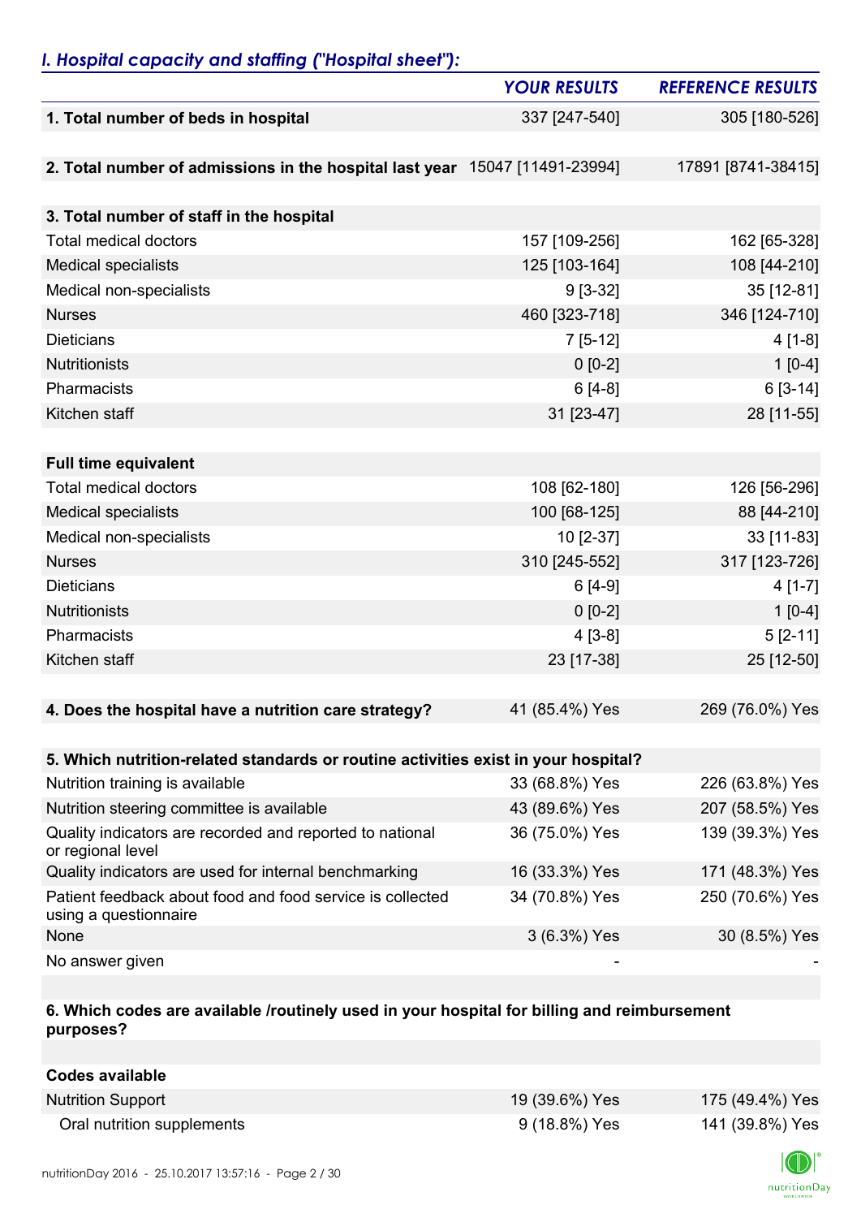## *I. Hospital capacity and staffing ("Hospital sheet"):*

| | *YOUR RESULTS* | *REFERENCE RESULTS* |
|---|---|---|
| **1. Total number of beds in hospital** | 337 [247-540] | 305 [180-526] |
| | | |
| **2. Total number of admissions in the hospital last year** | 15047 [11491-23994] | 17891 [8741-38415] |
| | | |
| **3. Total number of staff in the hospital** | | |
| Total medical doctors | 157 [109-256] | 162 [65-328] |
| Medical specialists | 125 [103-164] | 108 [44-210] |
| Medical non-specialists | 9 [3-32] | 35 [12-81] |
| Nurses | 460 [323-718] | 346 [124-710] |
| Dieticians | 7 [5-12] | 4 [1-8] |
| Nutritionists | 0 [0-2] | 1 [0-4] |
| Pharmacists | 6 [4-8] | 6 [3-14] |
| Kitchen staff | 31 [23-47] | 28 [11-55] |
| | | |
| **Full time equivalent** | | |
| Total medical doctors | 108 [62-180] | 126 [56-296] |
| Medical specialists | 100 [68-125] | 88 [44-210] |
| Medical non-specialists | 10 [2-37] | 33 [11-83] |
| Nurses | 310 [245-552] | 317 [123-726] |
| Dieticians | 6 [4-9] | 4 [1-7] |
| Nutritionists | 0 [0-2] | 1 [0-4] |
| Pharmacists | 4 [3-8] | 5 [2-11] |
| Kitchen staff | 23 [17-38] | 25 [12-50] |
| | | |
| **4. Does the hospital have a nutrition care strategy?** | 41 (85.4%) Yes | 269 (76.0%) Yes |
| | | |
| **5. Which nutrition-related standards or routine activities exist in your hospital?** | | |
| Nutrition training is available | 33 (68.8%) Yes | 226 (63.8%) Yes |
| Nutrition steering committee is available | 43 (89.6%) Yes | 207 (58.5%) Yes |
| Quality indicators are recorded and reported to national or regional level | 36 (75.0%) Yes | 139 (39.3%) Yes |
| Quality indicators are used for internal benchmarking | 16 (33.3%) Yes | 171 (48.3%) Yes |
| Patient feedback about food and food service is collected using a questionnaire | 34 (70.8%) Yes | 250 (70.6%) Yes |
| None | 3 (6.3%) Yes | 30 (8.5%) Yes |
| No answer given | - | - |
| | | |
| **6. Which codes are available /routinely used in your hospital for billing and reimbursement purposes?** | | |
| | | |
| **Codes available** | | |
| Nutrition Support | 19 (39.6%) Yes | 175 (49.4%) Yes |
| Oral nutrition supplements | 9 (18.8%) Yes | 141 (39.8%) Yes |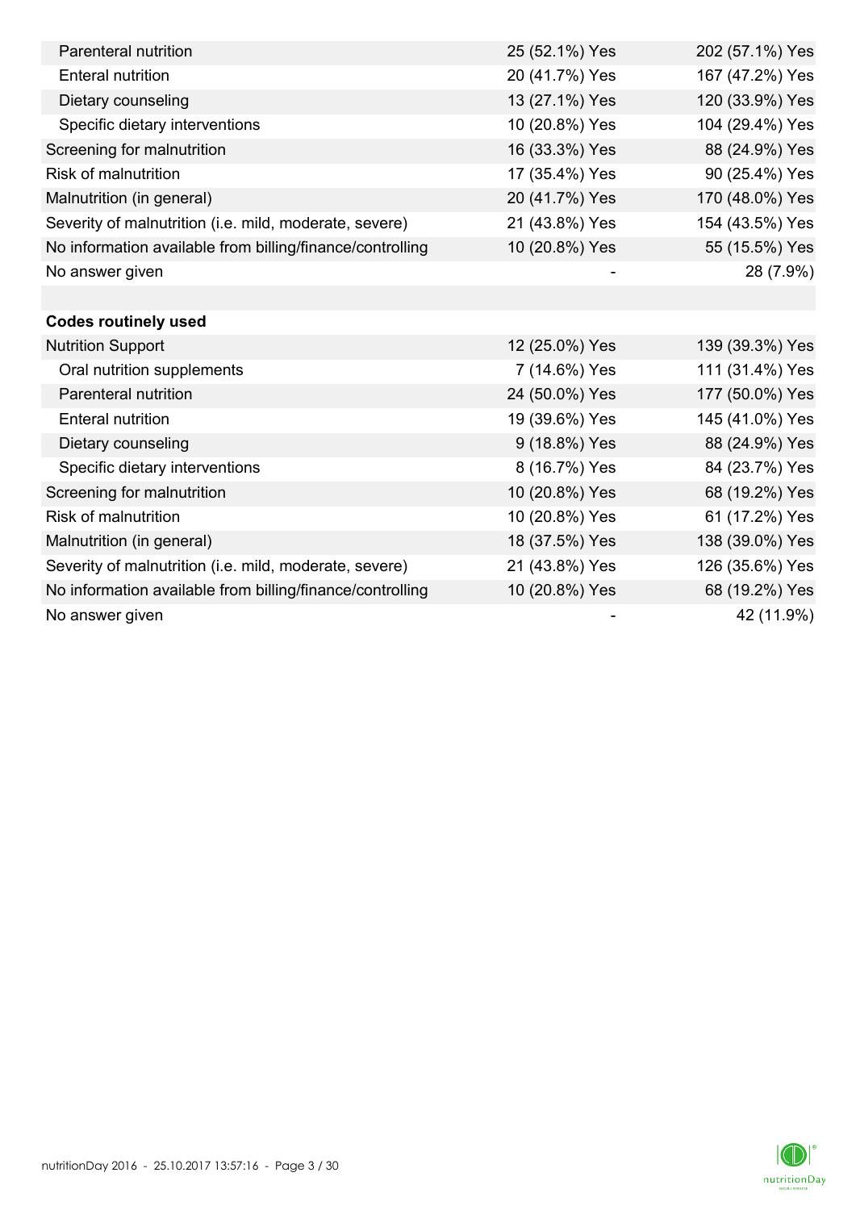| | | |
|---|---|---|
| Parenteral nutrition | 25 (52.1%) Yes | 202 (57.1%) Yes |
| Enteral nutrition | 20 (41.7%) Yes | 167 (47.2%) Yes |
| Dietary counseling | 13 (27.1%) Yes | 120 (33.9%) Yes |
| Specific dietary interventions | 10 (20.8%) Yes | 104 (29.4%) Yes |
| Screening for malnutrition | 16 (33.3%) Yes | 88 (24.9%) Yes |
| Risk of malnutrition | 17 (35.4%) Yes | 90 (25.4%) Yes |
| Malnutrition (in general) | 20 (41.7%) Yes | 170 (48.0%) Yes |
| Severity of malnutrition (i.e. mild, moderate, severe) | 21 (43.8%) Yes | 154 (43.5%) Yes |
| No information available from billing/finance/controlling | 10 (20.8%) Yes | 55 (15.5%) Yes |
| No answer given | - | 28 (7.9%) |
| | | |
| **Codes routinely used** | | |
| Nutrition Support | 12 (25.0%) Yes | 139 (39.3%) Yes |
| Oral nutrition supplements | 7 (14.6%) Yes | 111 (31.4%) Yes |
| Parenteral nutrition | 24 (50.0%) Yes | 177 (50.0%) Yes |
| Enteral nutrition | 19 (39.6%) Yes | 145 (41.0%) Yes |
| Dietary counseling | 9 (18.8%) Yes | 88 (24.9%) Yes |
| Specific dietary interventions | 8 (16.7%) Yes | 84 (23.7%) Yes |
| Screening for malnutrition | 10 (20.8%) Yes | 68 (19.2%) Yes |
| Risk of malnutrition | 10 (20.8%) Yes | 61 (17.2%) Yes |
| Malnutrition (in general) | 18 (37.5%) Yes | 138 (39.0%) Yes |
| Severity of malnutrition (i.e. mild, moderate, severe) | 21 (43.8%) Yes | 126 (35.6%) Yes |
| No information available from billing/finance/controlling | 10 (20.8%) Yes | 68 (19.2%) Yes |
| No answer given | - | 42 (11.9%) |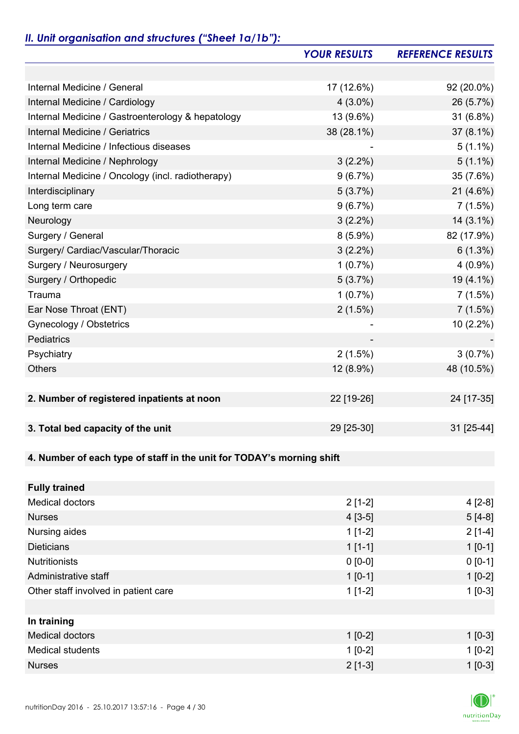## *II. Unit organisation and structures ("Sheet 1a/1b"):*

| | *YOUR RESULTS* | *REFERENCE RESULTS* |
|---|---|---|
| | | |
| Internal Medicine / General | 17 (12.6%) | 92 (20.0%) |
| Internal Medicine / Cardiology | 4 (3.0%) | 26 (5.7%) |
| Internal Medicine / Gastroenterology & hepatology | 13 (9.6%) | 31 (6.8%) |
| Internal Medicine / Geriatrics | 38 (28.1%) | 37 (8.1%) |
| Internal Medicine / Infectious diseases | - | 5 (1.1%) |
| Internal Medicine / Nephrology | 3 (2.2%) | 5 (1.1%) |
| Internal Medicine / Oncology (incl. radiotherapy) | 9 (6.7%) | 35 (7.6%) |
| Interdisciplinary | 5 (3.7%) | 21 (4.6%) |
| Long term care | 9 (6.7%) | 7 (1.5%) |
| Neurology | 3 (2.2%) | 14 (3.1%) |
| Surgery / General | 8 (5.9%) | 82 (17.9%) |
| Surgery/ Cardiac/Vascular/Thoracic | 3 (2.2%) | 6 (1.3%) |
| Surgery / Neurosurgery | 1 (0.7%) | 4 (0.9%) |
| Surgery / Orthopedic | 5 (3.7%) | 19 (4.1%) |
| Trauma | 1 (0.7%) | 7 (1.5%) |
| Ear Nose Throat (ENT) | 2 (1.5%) | 7 (1.5%) |
| Gynecology / Obstetrics | - | 10 (2.2%) |
| Pediatrics | - | - |
| Psychiatry | 2 (1.5%) | 3 (0.7%) |
| Others | 12 (8.9%) | 48 (10.5%) |
| | | |
| **2. Number of registered inpatients at noon** | 22 [19-26] | 24 [17-35] |
| | | |
| **3. Total bed capacity of the unit** | 29 [25-30] | 31 [25-44] |
| | | |
| **4. Number of each type of staff in the unit for TODAY's morning shift** | | |
| | | |
| **Fully trained** | | |
| Medical doctors | 2 [1-2] | 4 [2-8] |
| Nurses | 4 [3-5] | 5 [4-8] |
| Nursing aides | 1 [1-2] | 2 [1-4] |
| Dieticians | 1 [1-1] | 1 [0-1] |
| Nutritionists | 0 [0-0] | 0 [0-1] |
| Administrative staff | 1 [0-1] | 1 [0-2] |
| Other staff involved in patient care | 1 [1-2] | 1 [0-3] |
| | | |
| **In training** | | |
| Medical doctors | 1 [0-2] | 1 [0-3] |
| Medical students | 1 [0-2] | 1 [0-2] |
| Nurses | 2 [1-3] | 1 [0-3] |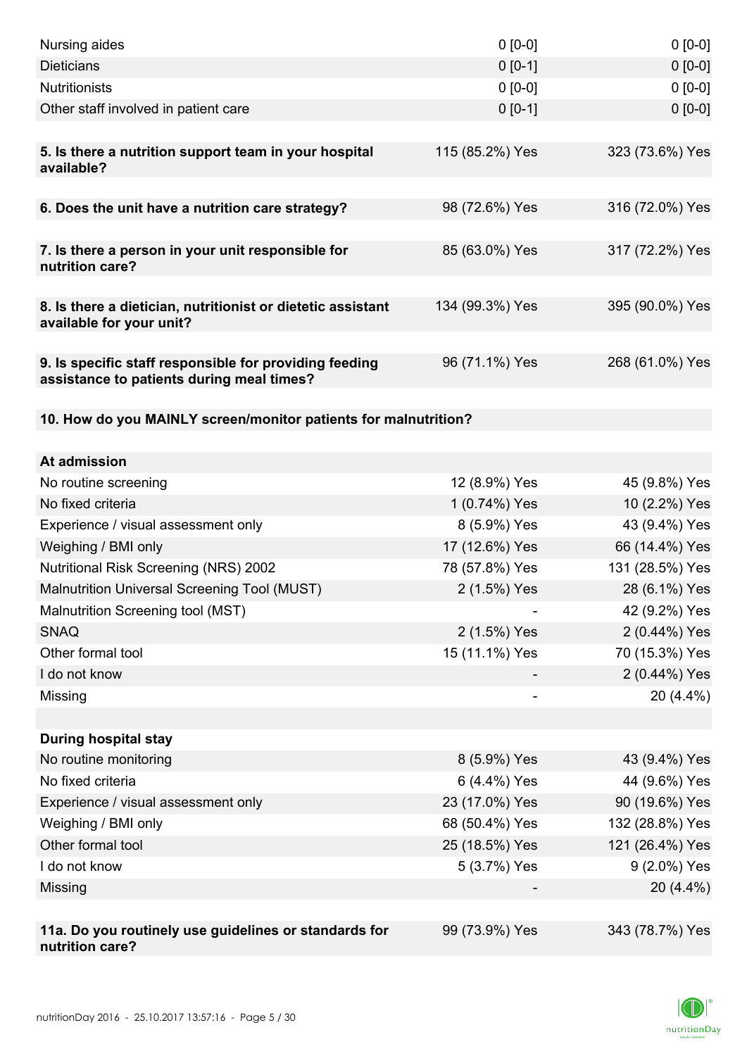| | | |
|---|---|---|
| Nursing aides | 0 [0-0] | 0 [0-0] |
| Dieticians | 0 [0-1] | 0 [0-0] |
| Nutritionists | 0 [0-0] | 0 [0-0] |
| Other staff involved in patient care | 0 [0-1] | 0 [0-0] |
| | | |
| **5. Is there a nutrition support team in your hospital available?** | 115 (85.2%) Yes | 323 (73.6%) Yes |
| | | |
| **6. Does the unit have a nutrition care strategy?** | 98 (72.6%) Yes | 316 (72.0%) Yes |
| | | |
| **7. Is there a person in your unit responsible for nutrition care?** | 85 (63.0%) Yes | 317 (72.2%) Yes |
| | | |
| **8. Is there a dietician, nutritionist or dietetic assistant available for your unit?** | 134 (99.3%) Yes | 395 (90.0%) Yes |
| | | |
| **9. Is specific staff responsible for providing feeding assistance to patients during meal times?** | 96 (71.1%) Yes | 268 (61.0%) Yes |
| | | |
| **10. How do you MAINLY screen/monitor patients for malnutrition?** | | |
| | | |
| **At admission** | | |
| No routine screening | 12 (8.9%) Yes | 45 (9.8%) Yes |
| No fixed criteria | 1 (0.74%) Yes | 10 (2.2%) Yes |
| Experience / visual assessment only | 8 (5.9%) Yes | 43 (9.4%) Yes |
| Weighing / BMI only | 17 (12.6%) Yes | 66 (14.4%) Yes |
| Nutritional Risk Screening (NRS) 2002 | 78 (57.8%) Yes | 131 (28.5%) Yes |
| Malnutrition Universal Screening Tool (MUST) | 2 (1.5%) Yes | 28 (6.1%) Yes |
| Malnutrition Screening tool (MST) | - | 42 (9.2%) Yes |
| SNAQ | 2 (1.5%) Yes | 2 (0.44%) Yes |
| Other formal tool | 15 (11.1%) Yes | 70 (15.3%) Yes |
| I do not know | - | 2 (0.44%) Yes |
| Missing | - | 20 (4.4%) |
| | | |
| **During hospital stay** | | |
| No routine monitoring | 8 (5.9%) Yes | 43 (9.4%) Yes |
| No fixed criteria | 6 (4.4%) Yes | 44 (9.6%) Yes |
| Experience / visual assessment only | 23 (17.0%) Yes | 90 (19.6%) Yes |
| Weighing / BMI only | 68 (50.4%) Yes | 132 (28.8%) Yes |
| Other formal tool | 25 (18.5%) Yes | 121 (26.4%) Yes |
| I do not know | 5 (3.7%) Yes | 9 (2.0%) Yes |
| Missing | - | 20 (4.4%) |
| | | |
| **11a. Do you routinely use guidelines or standards for nutrition care?** | 99 (73.9%) Yes | 343 (78.7%) Yes |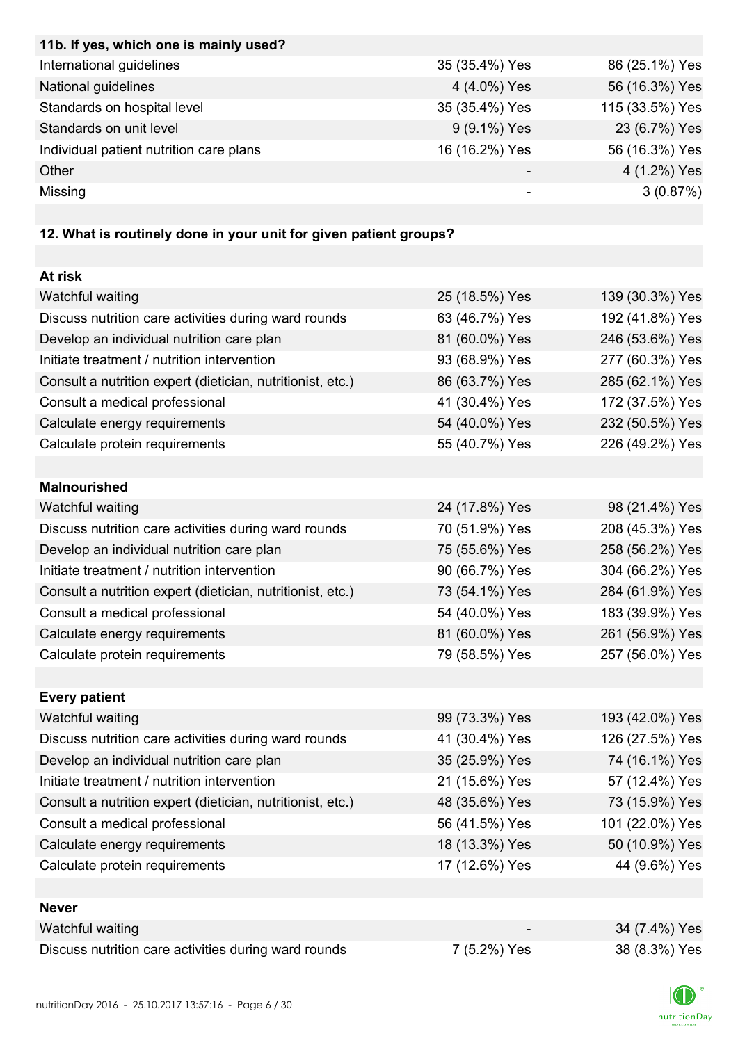| 11b. If yes, which one is mainly used? | | |
|---|---|---|
| International guidelines | 35 (35.4%) Yes | 86 (25.1%) Yes |
| National guidelines | 4 (4.0%) Yes | 56 (16.3%) Yes |
| Standards on hospital level | 35 (35.4%) Yes | 115 (33.5%) Yes |
| Standards on unit level | 9 (9.1%) Yes | 23 (6.7%) Yes |
| Individual patient nutrition care plans | 16 (16.2%) Yes | 56 (16.3%) Yes |
| Other | - | 4 (1.2%) Yes |
| Missing | - | 3 (0.87%) |

| 12. What is routinely done in your unit for given patient groups? | | |
|---|---|---|
| **At risk** | | |
| Watchful waiting | 25 (18.5%) Yes | 139 (30.3%) Yes |
| Discuss nutrition care activities during ward rounds | 63 (46.7%) Yes | 192 (41.8%) Yes |
| Develop an individual nutrition care plan | 81 (60.0%) Yes | 246 (53.6%) Yes |
| Initiate treatment / nutrition intervention | 93 (68.9%) Yes | 277 (60.3%) Yes |
| Consult a nutrition expert (dietician, nutritionist, etc.) | 86 (63.7%) Yes | 285 (62.1%) Yes |
| Consult a medical professional | 41 (30.4%) Yes | 172 (37.5%) Yes |
| Calculate energy requirements | 54 (40.0%) Yes | 232 (50.5%) Yes |
| Calculate protein requirements | 55 (40.7%) Yes | 226 (49.2%) Yes |
| **Malnourished** | | |
| Watchful waiting | 24 (17.8%) Yes | 98 (21.4%) Yes |
| Discuss nutrition care activities during ward rounds | 70 (51.9%) Yes | 208 (45.3%) Yes |
| Develop an individual nutrition care plan | 75 (55.6%) Yes | 258 (56.2%) Yes |
| Initiate treatment / nutrition intervention | 90 (66.7%) Yes | 304 (66.2%) Yes |
| Consult a nutrition expert (dietician, nutritionist, etc.) | 73 (54.1%) Yes | 284 (61.9%) Yes |
| Consult a medical professional | 54 (40.0%) Yes | 183 (39.9%) Yes |
| Calculate energy requirements | 81 (60.0%) Yes | 261 (56.9%) Yes |
| Calculate protein requirements | 79 (58.5%) Yes | 257 (56.0%) Yes |
| **Every patient** | | |
| Watchful waiting | 99 (73.3%) Yes | 193 (42.0%) Yes |
| Discuss nutrition care activities during ward rounds | 41 (30.4%) Yes | 126 (27.5%) Yes |
| Develop an individual nutrition care plan | 35 (25.9%) Yes | 74 (16.1%) Yes |
| Initiate treatment / nutrition intervention | 21 (15.6%) Yes | 57 (12.4%) Yes |
| Consult a nutrition expert (dietician, nutritionist, etc.) | 48 (35.6%) Yes | 73 (15.9%) Yes |
| Consult a medical professional | 56 (41.5%) Yes | 101 (22.0%) Yes |
| Calculate energy requirements | 18 (13.3%) Yes | 50 (10.9%) Yes |
| Calculate protein requirements | 17 (12.6%) Yes | 44 (9.6%) Yes |
| **Never** | | |
| Watchful waiting | - | 34 (7.4%) Yes |
| Discuss nutrition care activities during ward rounds | 7 (5.2%) Yes | 38 (8.3%) Yes |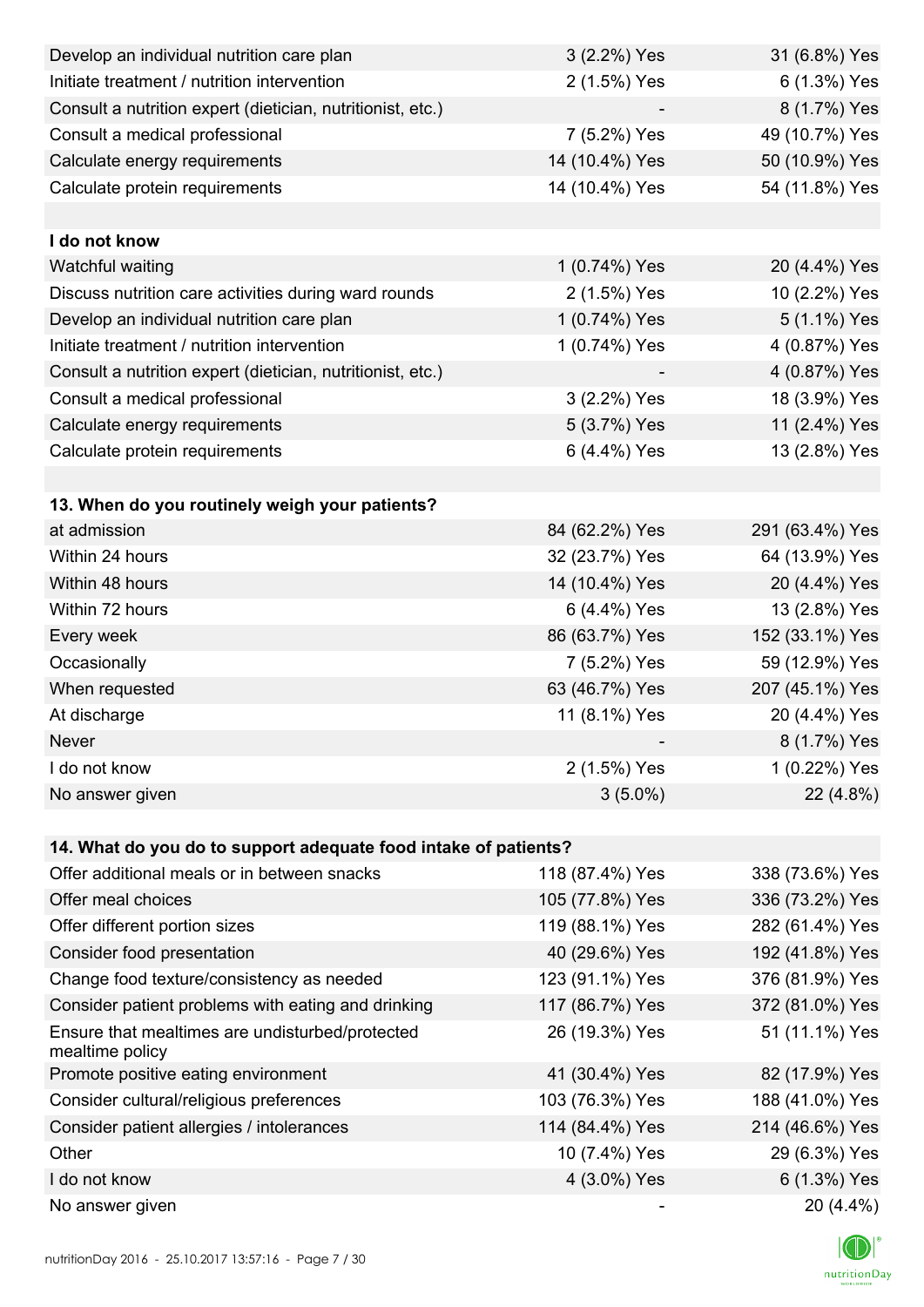| | | |
|---|---|---|
| Develop an individual nutrition care plan | 3 (2.2%) Yes | 31 (6.8%) Yes |
| Initiate treatment / nutrition intervention | 2 (1.5%) Yes | 6 (1.3%) Yes |
| Consult a nutrition expert (dietician, nutritionist, etc.) | - | 8 (1.7%) Yes |
| Consult a medical professional | 7 (5.2%) Yes | 49 (10.7%) Yes |
| Calculate energy requirements | 14 (10.4%) Yes | 50 (10.9%) Yes |
| Calculate protein requirements | 14 (10.4%) Yes | 54 (11.8%) Yes |
| | | |
| **I do not know** | | |
| Watchful waiting | 1 (0.74%) Yes | 20 (4.4%) Yes |
| Discuss nutrition care activities during ward rounds | 2 (1.5%) Yes | 10 (2.2%) Yes |
| Develop an individual nutrition care plan | 1 (0.74%) Yes | 5 (1.1%) Yes |
| Initiate treatment / nutrition intervention | 1 (0.74%) Yes | 4 (0.87%) Yes |
| Consult a nutrition expert (dietician, nutritionist, etc.) | - | 4 (0.87%) Yes |
| Consult a medical professional | 3 (2.2%) Yes | 18 (3.9%) Yes |
| Calculate energy requirements | 5 (3.7%) Yes | 11 (2.4%) Yes |
| Calculate protein requirements | 6 (4.4%) Yes | 13 (2.8%) Yes |

| **13. When do you routinely weigh your patients?** | | |
|---|---|---|
| at admission | 84 (62.2%) Yes | 291 (63.4%) Yes |
| Within 24 hours | 32 (23.7%) Yes | 64 (13.9%) Yes |
| Within 48 hours | 14 (10.4%) Yes | 20 (4.4%) Yes |
| Within 72 hours | 6 (4.4%) Yes | 13 (2.8%) Yes |
| Every week | 86 (63.7%) Yes | 152 (33.1%) Yes |
| Occasionally | 7 (5.2%) Yes | 59 (12.9%) Yes |
| When requested | 63 (46.7%) Yes | 207 (45.1%) Yes |
| At discharge | 11 (8.1%) Yes | 20 (4.4%) Yes |
| Never | - | 8 (1.7%) Yes |
| I do not know | 2 (1.5%) Yes | 1 (0.22%) Yes |
| No answer given | 3 (5.0%) | 22 (4.8%) |

| **14. What do you do to support adequate food intake of patients?** | | |
|---|---|---|
| Offer additional meals or in between snacks | 118 (87.4%) Yes | 338 (73.6%) Yes |
| Offer meal choices | 105 (77.8%) Yes | 336 (73.2%) Yes |
| Offer different portion sizes | 119 (88.1%) Yes | 282 (61.4%) Yes |
| Consider food presentation | 40 (29.6%) Yes | 192 (41.8%) Yes |
| Change food texture/consistency as needed | 123 (91.1%) Yes | 376 (81.9%) Yes |
| Consider patient problems with eating and drinking | 117 (86.7%) Yes | 372 (81.0%) Yes |
| Ensure that mealtimes are undisturbed/protected mealtime policy | 26 (19.3%) Yes | 51 (11.1%) Yes |
| Promote positive eating environment | 41 (30.4%) Yes | 82 (17.9%) Yes |
| Consider cultural/religious preferences | 103 (76.3%) Yes | 188 (41.0%) Yes |
| Consider patient allergies / intolerances | 114 (84.4%) Yes | 214 (46.6%) Yes |
| Other | 10 (7.4%) Yes | 29 (6.3%) Yes |
| I do not know | 4 (3.0%) Yes | 6 (1.3%) Yes |
| No answer given | - | 20 (4.4%) |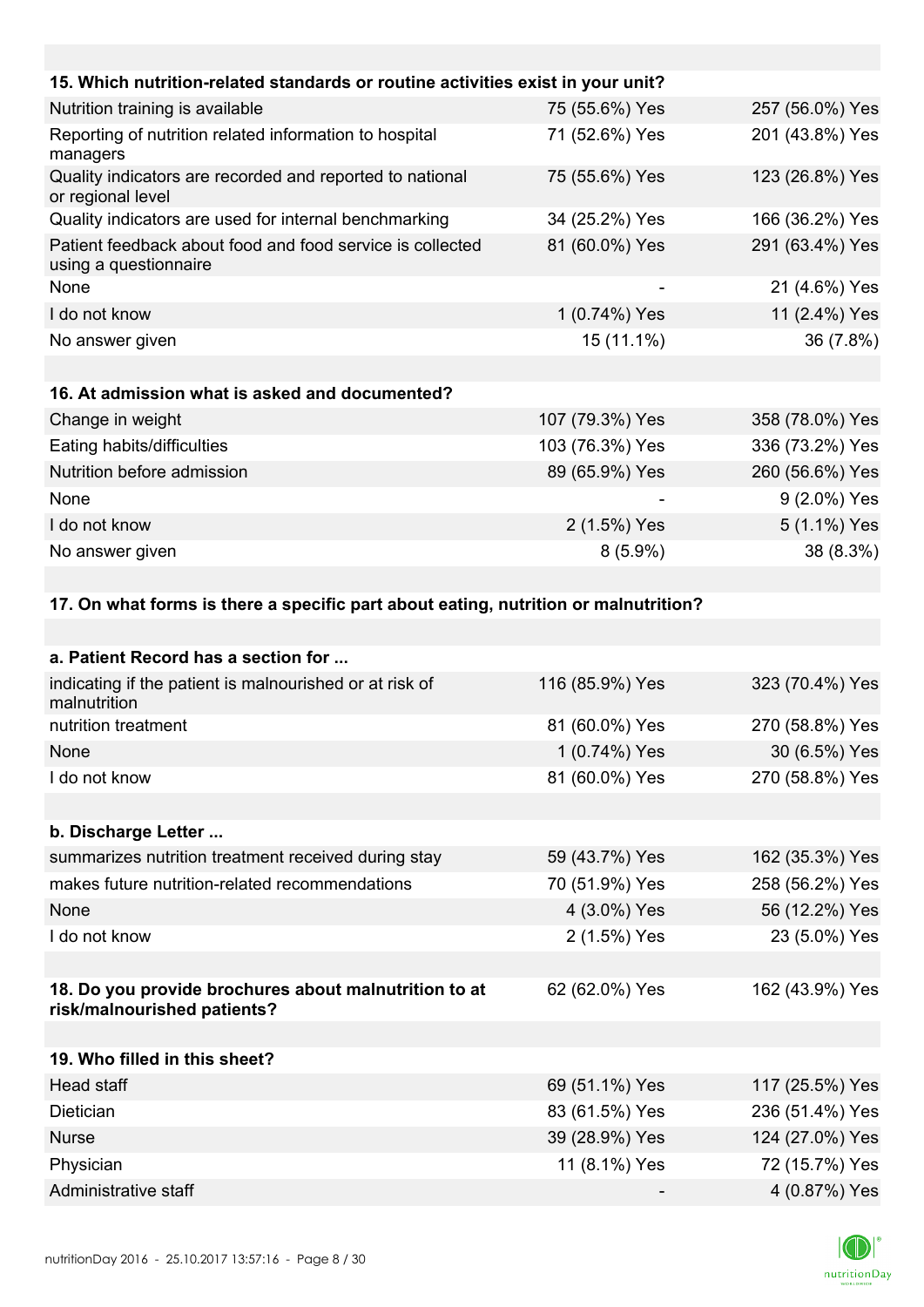| 15. Which nutrition-related standards or routine activities exist in your unit? | | |
|---|---|---|
| Nutrition training is available | 75 (55.6%) Yes | 257 (56.0%) Yes |
| Reporting of nutrition related information to hospital managers | 71 (52.6%) Yes | 201 (43.8%) Yes |
| Quality indicators are recorded and reported to national or regional level | 75 (55.6%) Yes | 123 (26.8%) Yes |
| Quality indicators are used for internal benchmarking | 34 (25.2%) Yes | 166 (36.2%) Yes |
| Patient feedback about food and food service is collected using a questionnaire | 81 (60.0%) Yes | 291 (63.4%) Yes |
| None | - | 21 (4.6%) Yes |
| I do not know | 1 (0.74%) Yes | 11 (2.4%) Yes |
| No answer given | 15 (11.1%) | 36 (7.8%) |

| 16. At admission what is asked and documented? | | |
|---|---|---|
| Change in weight | 107 (79.3%) Yes | 358 (78.0%) Yes |
| Eating habits/difficulties | 103 (76.3%) Yes | 336 (73.2%) Yes |
| Nutrition before admission | 89 (65.9%) Yes | 260 (56.6%) Yes |
| None | - | 9 (2.0%) Yes |
| I do not know | 2 (1.5%) Yes | 5 (1.1%) Yes |
| No answer given | 8 (5.9%) | 38 (8.3%) |

**17. On what forms is there a specific part about eating, nutrition or malnutrition?**

| a. Patient Record has a section for ... | | |
|---|---|---|
| indicating if the patient is malnourished or at risk of malnutrition | 116 (85.9%) Yes | 323 (70.4%) Yes |
| nutrition treatment | 81 (60.0%) Yes | 270 (58.8%) Yes |
| None | 1 (0.74%) Yes | 30 (6.5%) Yes |
| I do not know | 81 (60.0%) Yes | 270 (58.8%) Yes |

| b. Discharge Letter ... | | |
|---|---|---|
| summarizes nutrition treatment received during stay | 59 (43.7%) Yes | 162 (35.3%) Yes |
| makes future nutrition-related recommendations | 70 (51.9%) Yes | 258 (56.2%) Yes |
| None | 4 (3.0%) Yes | 56 (12.2%) Yes |
| I do not know | 2 (1.5%) Yes | 23 (5.0%) Yes |

| 18. Do you provide brochures about malnutrition to at risk/malnourished patients? | 62 (62.0%) Yes | 162 (43.9%) Yes |
|---|---|---|

| 19. Who filled in this sheet? | | |
|---|---|---|
| Head staff | 69 (51.1%) Yes | 117 (25.5%) Yes |
| Dietician | 83 (61.5%) Yes | 236 (51.4%) Yes |
| Nurse | 39 (28.9%) Yes | 124 (27.0%) Yes |
| Physician | 11 (8.1%) Yes | 72 (15.7%) Yes |
| Administrative staff | - | 4 (0.87%) Yes |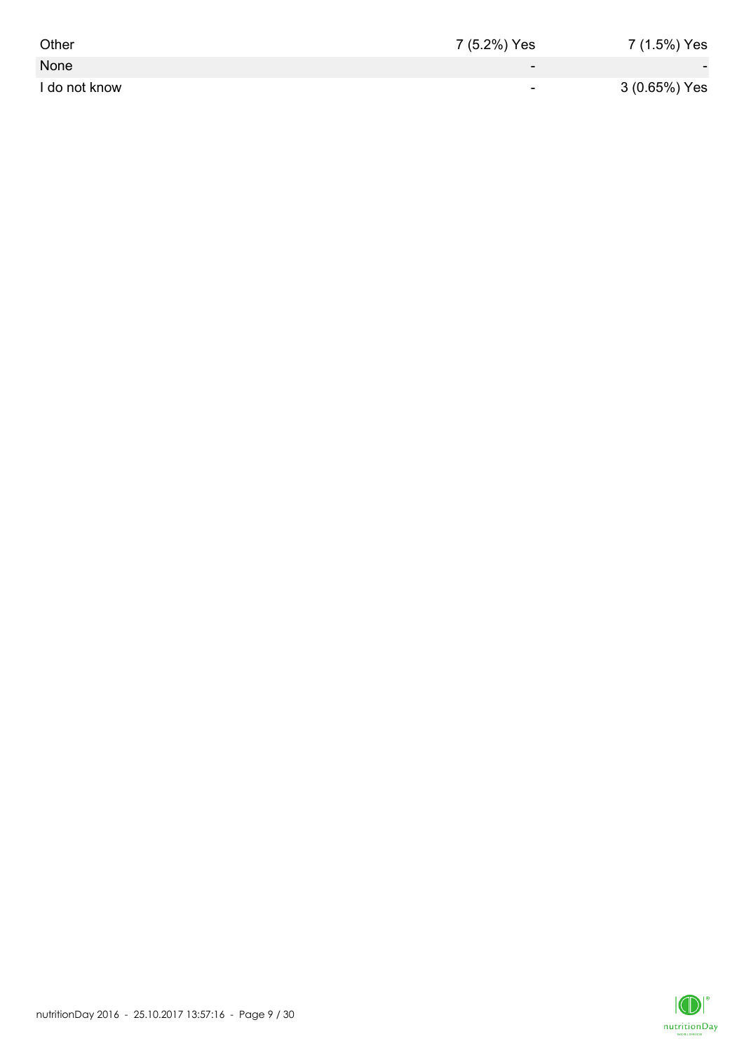| | | |
|---|---|---|
| Other | 7 (5.2%) Yes | 7 (1.5%) Yes |
| None | - | - |
| I do not know | - | 3 (0.65%) Yes |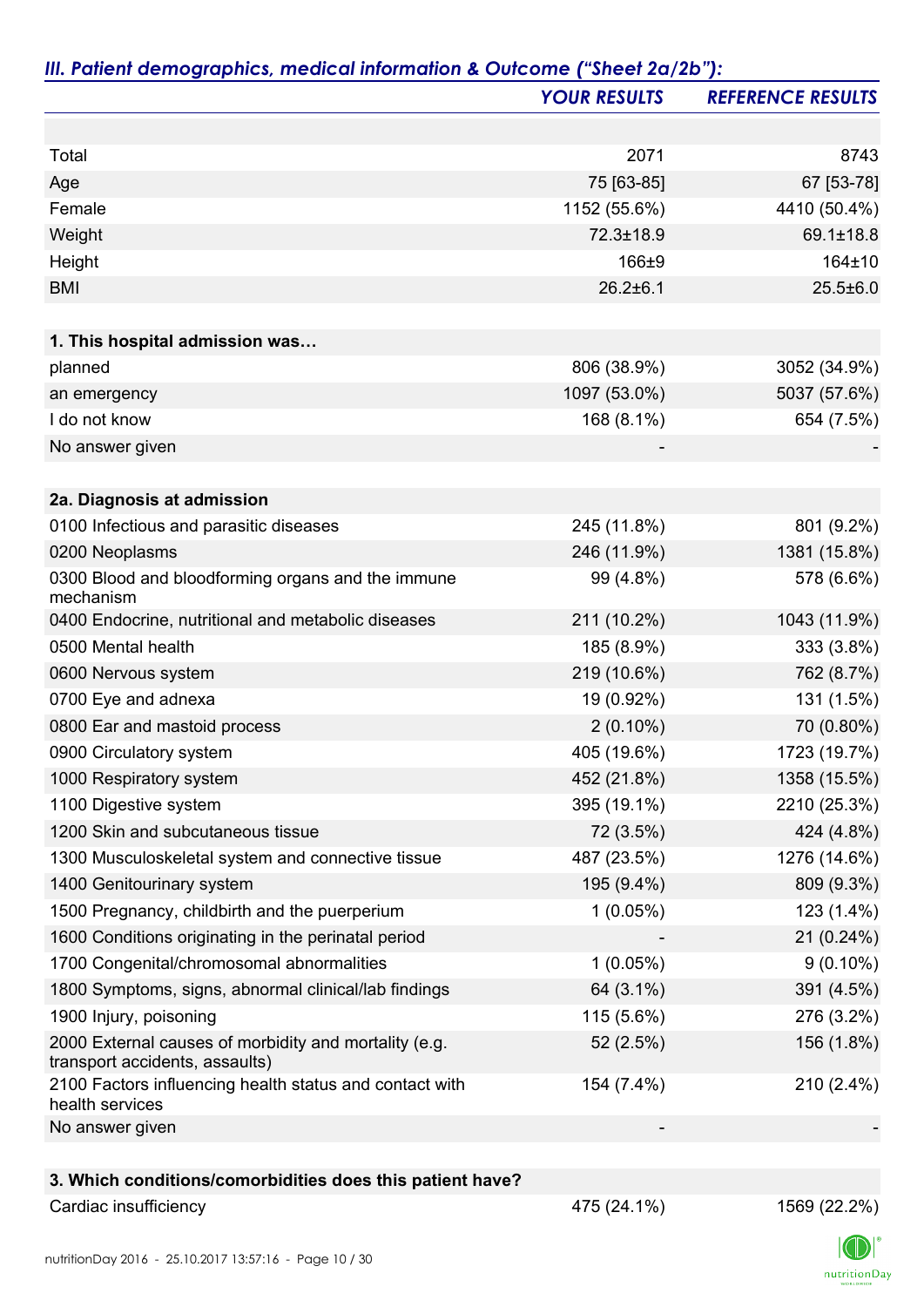## *III. Patient demographics, medical information & Outcome ("Sheet 2a/2b"):*

| | *YOUR RESULTS* | *REFERENCE RESULTS* |
|---|---|---|
| | | |
| Total | 2071 | 8743 |
| Age | 75 [63-85] | 67 [53-78] |
| Female | 1152 (55.6%) | 4410 (50.4%) |
| Weight | 72.3±18.9 | 69.1±18.8 |
| Height | 166±9 | 164±10 |
| BMI | 26.2±6.1 | 25.5±6.0 |
| | | |
| **1. This hospital admission was…** | | |
| planned | 806 (38.9%) | 3052 (34.9%) |
| an emergency | 1097 (53.0%) | 5037 (57.6%) |
| I do not know | 168 (8.1%) | 654 (7.5%) |
| No answer given | - | - |
| | | |
| **2a. Diagnosis at admission** | | |
| 0100 Infectious and parasitic diseases | 245 (11.8%) | 801 (9.2%) |
| 0200 Neoplasms | 246 (11.9%) | 1381 (15.8%) |
| 0300 Blood and bloodforming organs and the immune mechanism | 99 (4.8%) | 578 (6.6%) |
| 0400 Endocrine, nutritional and metabolic diseases | 211 (10.2%) | 1043 (11.9%) |
| 0500 Mental health | 185 (8.9%) | 333 (3.8%) |
| 0600 Nervous system | 219 (10.6%) | 762 (8.7%) |
| 0700 Eye and adnexa | 19 (0.92%) | 131 (1.5%) |
| 0800 Ear and mastoid process | 2 (0.10%) | 70 (0.80%) |
| 0900 Circulatory system | 405 (19.6%) | 1723 (19.7%) |
| 1000 Respiratory system | 452 (21.8%) | 1358 (15.5%) |
| 1100 Digestive system | 395 (19.1%) | 2210 (25.3%) |
| 1200 Skin and subcutaneous tissue | 72 (3.5%) | 424 (4.8%) |
| 1300 Musculoskeletal system and connective tissue | 487 (23.5%) | 1276 (14.6%) |
| 1400 Genitourinary system | 195 (9.4%) | 809 (9.3%) |
| 1500 Pregnancy, childbirth and the puerperium | 1 (0.05%) | 123 (1.4%) |
| 1600 Conditions originating in the perinatal period | - | 21 (0.24%) |
| 1700 Congenital/chromosomal abnormalities | 1 (0.05%) | 9 (0.10%) |
| 1800 Symptoms, signs, abnormal clinical/lab findings | 64 (3.1%) | 391 (4.5%) |
| 1900 Injury, poisoning | 115 (5.6%) | 276 (3.2%) |
| 2000 External causes of morbidity and mortality (e.g. transport accidents, assaults) | 52 (2.5%) | 156 (1.8%) |
| 2100 Factors influencing health status and contact with health services | 154 (7.4%) | 210 (2.4%) |
| No answer given | - | - |
| | | |
| **3. Which conditions/comorbidities does this patient have?** | | |
| Cardiac insufficiency | 475 (24.1%) | 1569 (22.2%) |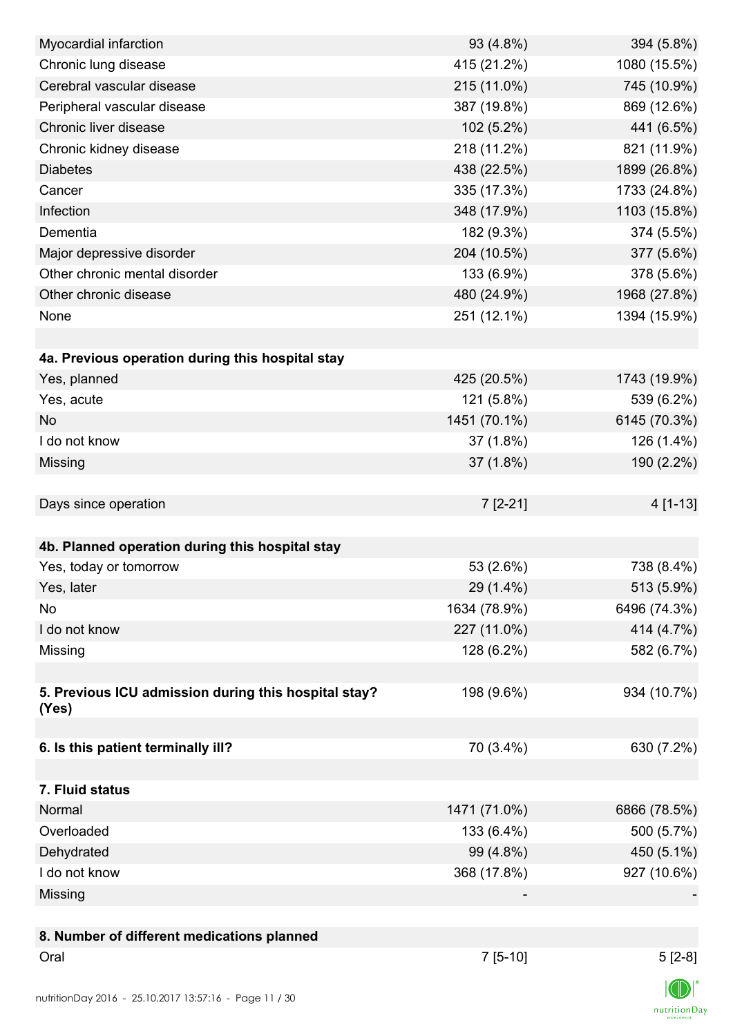| | | |
|---|---|---|
| Myocardial infarction | 93 (4.8%) | 394 (5.8%) |
| Chronic lung disease | 415 (21.2%) | 1080 (15.5%) |
| Cerebral vascular disease | 215 (11.0%) | 745 (10.9%) |
| Peripheral vascular disease | 387 (19.8%) | 869 (12.6%) |
| Chronic liver disease | 102 (5.2%) | 441 (6.5%) |
| Chronic kidney disease | 218 (11.2%) | 821 (11.9%) |
| Diabetes | 438 (22.5%) | 1899 (26.8%) |
| Cancer | 335 (17.3%) | 1733 (24.8%) |
| Infection | 348 (17.9%) | 1103 (15.8%) |
| Dementia | 182 (9.3%) | 374 (5.5%) |
| Major depressive disorder | 204 (10.5%) | 377 (5.6%) |
| Other chronic mental disorder | 133 (6.9%) | 378 (5.6%) |
| Other chronic disease | 480 (24.9%) | 1968 (27.8%) |
| None | 251 (12.1%) | 1394 (15.9%) |
| | | |
| **4a. Previous operation during this hospital stay** | | |
| Yes, planned | 425 (20.5%) | 1743 (19.9%) |
| Yes, acute | 121 (5.8%) | 539 (6.2%) |
| No | 1451 (70.1%) | 6145 (70.3%) |
| I do not know | 37 (1.8%) | 126 (1.4%) |
| Missing | 37 (1.8%) | 190 (2.2%) |
| | | |
| Days since operation | 7 [2-21] | 4 [1-13] |
| | | |
| **4b. Planned operation during this hospital stay** | | |
| Yes, today or tomorrow | 53 (2.6%) | 738 (8.4%) |
| Yes, later | 29 (1.4%) | 513 (5.9%) |
| No | 1634 (78.9%) | 6496 (74.3%) |
| I do not know | 227 (11.0%) | 414 (4.7%) |
| Missing | 128 (6.2%) | 582 (6.7%) |
| | | |
| **5. Previous ICU admission during this hospital stay? (Yes)** | 198 (9.6%) | 934 (10.7%) |
| | | |
| **6. Is this patient terminally ill?** | 70 (3.4%) | 630 (7.2%) |
| | | |
| **7. Fluid status** | | |
| Normal | 1471 (71.0%) | 6866 (78.5%) |
| Overloaded | 133 (6.4%) | 500 (5.7%) |
| Dehydrated | 99 (4.8%) | 450 (5.1%) |
| I do not know | 368 (17.8%) | 927 (10.6%) |
| Missing | - | - |
| | | |
| **8. Number of different medications planned** | | |
| Oral | 7 [5-10] | 5 [2-8] |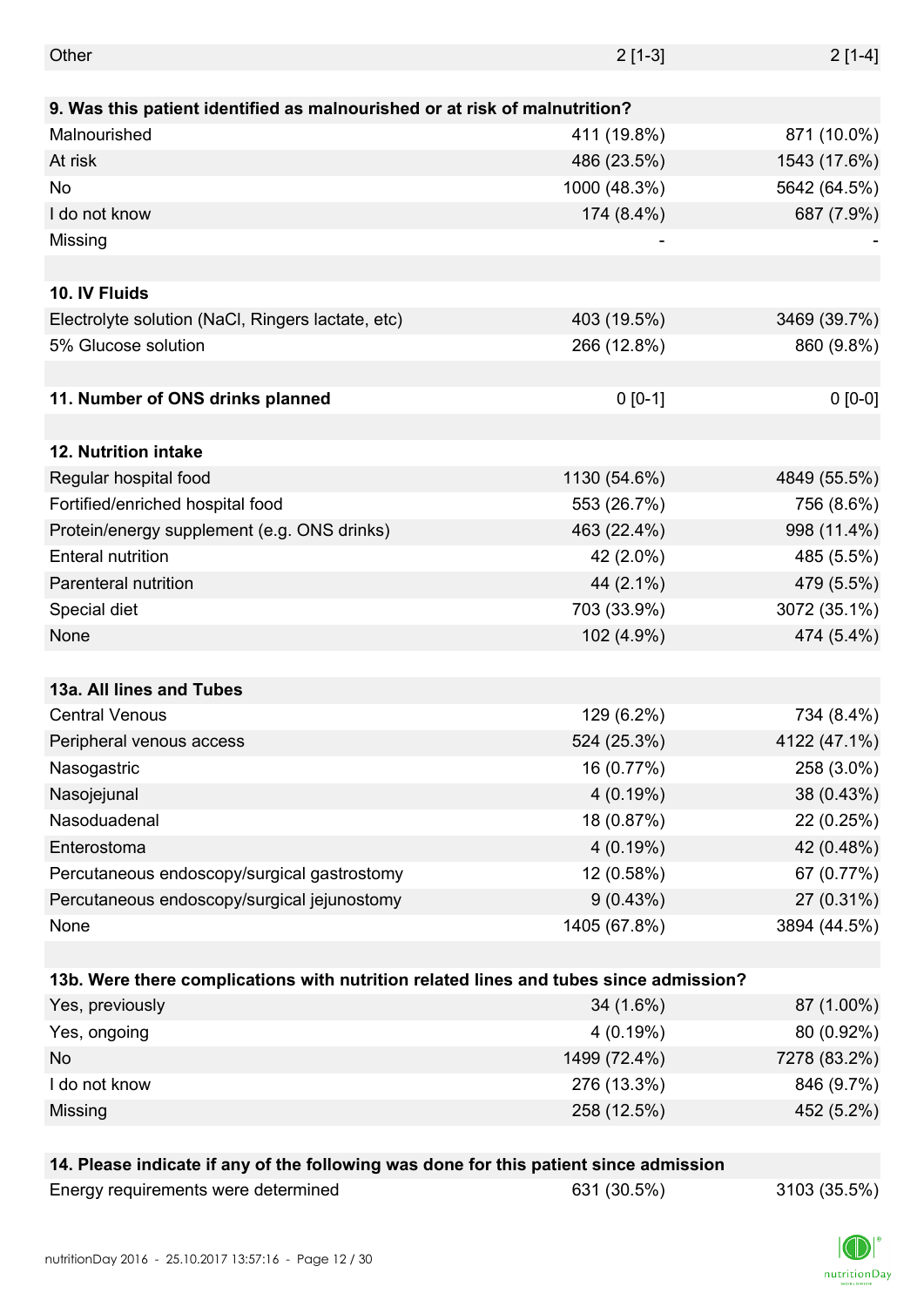| | | |
|---|---|---|
| Other | 2 [1-3] | 2 [1-4] |
| | | |
| **9. Was this patient identified as malnourished or at risk of malnutrition?** | | |
| Malnourished | 411 (19.8%) | 871 (10.0%) |
| At risk | 486 (23.5%) | 1543 (17.6%) |
| No | 1000 (48.3%) | 5642 (64.5%) |
| I do not know | 174 (8.4%) | 687 (7.9%) |
| Missing | - | - |
| | | |
| **10. IV Fluids** | | |
| Electrolyte solution (NaCl, Ringers lactate, etc) | 403 (19.5%) | 3469 (39.7%) |
| 5% Glucose solution | 266 (12.8%) | 860 (9.8%) |
| | | |
| **11. Number of ONS drinks planned** | 0 [0-1] | 0 [0-0] |
| | | |
| **12. Nutrition intake** | | |
| Regular hospital food | 1130 (54.6%) | 4849 (55.5%) |
| Fortified/enriched hospital food | 553 (26.7%) | 756 (8.6%) |
| Protein/energy supplement (e.g. ONS drinks) | 463 (22.4%) | 998 (11.4%) |
| Enteral nutrition | 42 (2.0%) | 485 (5.5%) |
| Parenteral nutrition | 44 (2.1%) | 479 (5.5%) |
| Special diet | 703 (33.9%) | 3072 (35.1%) |
| None | 102 (4.9%) | 474 (5.4%) |
| | | |
| **13a. All lines and Tubes** | | |
| Central Venous | 129 (6.2%) | 734 (8.4%) |
| Peripheral venous access | 524 (25.3%) | 4122 (47.1%) |
| Nasogastric | 16 (0.77%) | 258 (3.0%) |
| Nasojejunal | 4 (0.19%) | 38 (0.43%) |
| Nasoduadenal | 18 (0.87%) | 22 (0.25%) |
| Enterostoma | 4 (0.19%) | 42 (0.48%) |
| Percutaneous endoscopy/surgical gastrostomy | 12 (0.58%) | 67 (0.77%) |
| Percutaneous endoscopy/surgical jejunostomy | 9 (0.43%) | 27 (0.31%) |
| None | 1405 (67.8%) | 3894 (44.5%) |
| | | |
| **13b. Were there complications with nutrition related lines and tubes since admission?** | | |
| Yes, previously | 34 (1.6%) | 87 (1.00%) |
| Yes, ongoing | 4 (0.19%) | 80 (0.92%) |
| No | 1499 (72.4%) | 7278 (83.2%) |
| I do not know | 276 (13.3%) | 846 (9.7%) |
| Missing | 258 (12.5%) | 452 (5.2%) |
| | | |
| **14. Please indicate if any of the following was done for this patient since admission** | | |
| Energy requirements were determined | 631 (30.5%) | 3103 (35.5%) |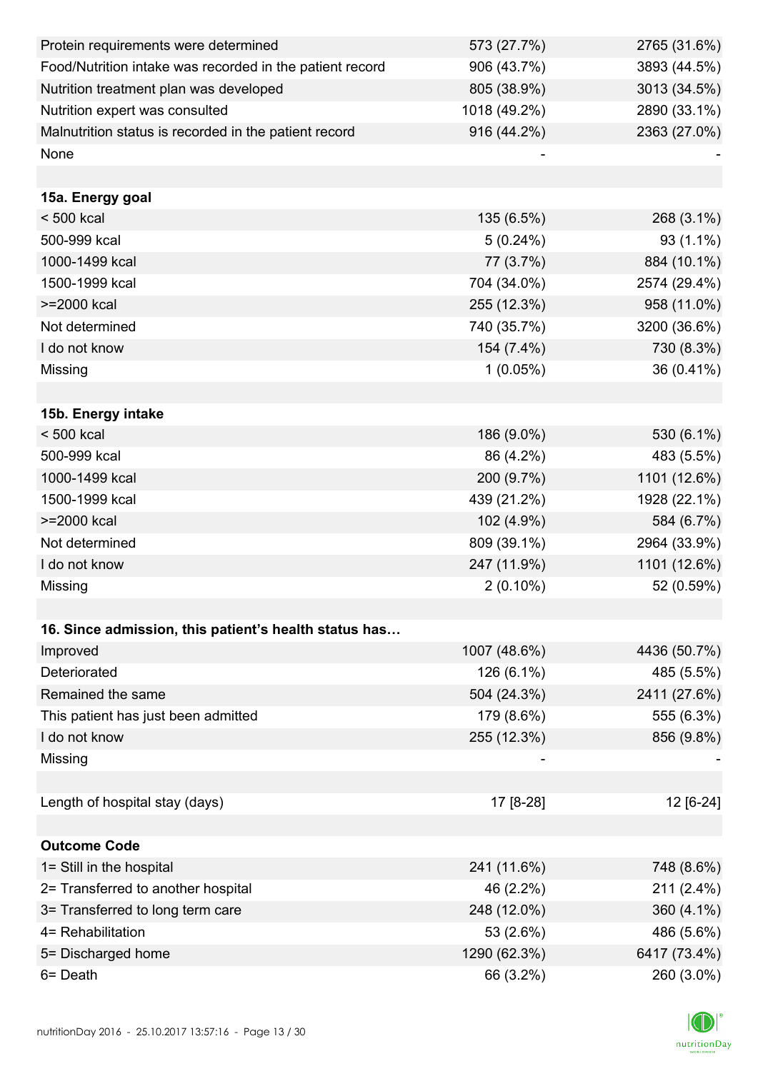| | | |
|---|---|---|
| Protein requirements were determined | 573 (27.7%) | 2765 (31.6%) |
| Food/Nutrition intake was recorded in the patient record | 906 (43.7%) | 3893 (44.5%) |
| Nutrition treatment plan was developed | 805 (38.9%) | 3013 (34.5%) |
| Nutrition expert was consulted | 1018 (49.2%) | 2890 (33.1%) |
| Malnutrition status is recorded in the patient record | 916 (44.2%) | 2363 (27.0%) |
| None | - | - |
| | | |
| **15a. Energy goal** | | |
| < 500 kcal | 135 (6.5%) | 268 (3.1%) |
| 500-999 kcal | 5 (0.24%) | 93 (1.1%) |
| 1000-1499 kcal | 77 (3.7%) | 884 (10.1%) |
| 1500-1999 kcal | 704 (34.0%) | 2574 (29.4%) |
| >=2000 kcal | 255 (12.3%) | 958 (11.0%) |
| Not determined | 740 (35.7%) | 3200 (36.6%) |
| I do not know | 154 (7.4%) | 730 (8.3%) |
| Missing | 1 (0.05%) | 36 (0.41%) |
| | | |
| **15b. Energy intake** | | |
| < 500 kcal | 186 (9.0%) | 530 (6.1%) |
| 500-999 kcal | 86 (4.2%) | 483 (5.5%) |
| 1000-1499 kcal | 200 (9.7%) | 1101 (12.6%) |
| 1500-1999 kcal | 439 (21.2%) | 1928 (22.1%) |
| >=2000 kcal | 102 (4.9%) | 584 (6.7%) |
| Not determined | 809 (39.1%) | 2964 (33.9%) |
| I do not know | 247 (11.9%) | 1101 (12.6%) |
| Missing | 2 (0.10%) | 52 (0.59%) |
| | | |
| **16. Since admission, this patient's health status has…** | | |
| Improved | 1007 (48.6%) | 4436 (50.7%) |
| Deteriorated | 126 (6.1%) | 485 (5.5%) |
| Remained the same | 504 (24.3%) | 2411 (27.6%) |
| This patient has just been admitted | 179 (8.6%) | 555 (6.3%) |
| I do not know | 255 (12.3%) | 856 (9.8%) |
| Missing | - | - |
| | | |
| Length of hospital stay (days) | 17 [8-28] | 12 [6-24] |
| | | |
| **Outcome Code** | | |
| 1= Still in the hospital | 241 (11.6%) | 748 (8.6%) |
| 2= Transferred to another hospital | 46 (2.2%) | 211 (2.4%) |
| 3= Transferred to long term care | 248 (12.0%) | 360 (4.1%) |
| 4= Rehabilitation | 53 (2.6%) | 486 (5.6%) |
| 5= Discharged home | 1290 (62.3%) | 6417 (73.4%) |
| 6= Death | 66 (3.2%) | 260 (3.0%) |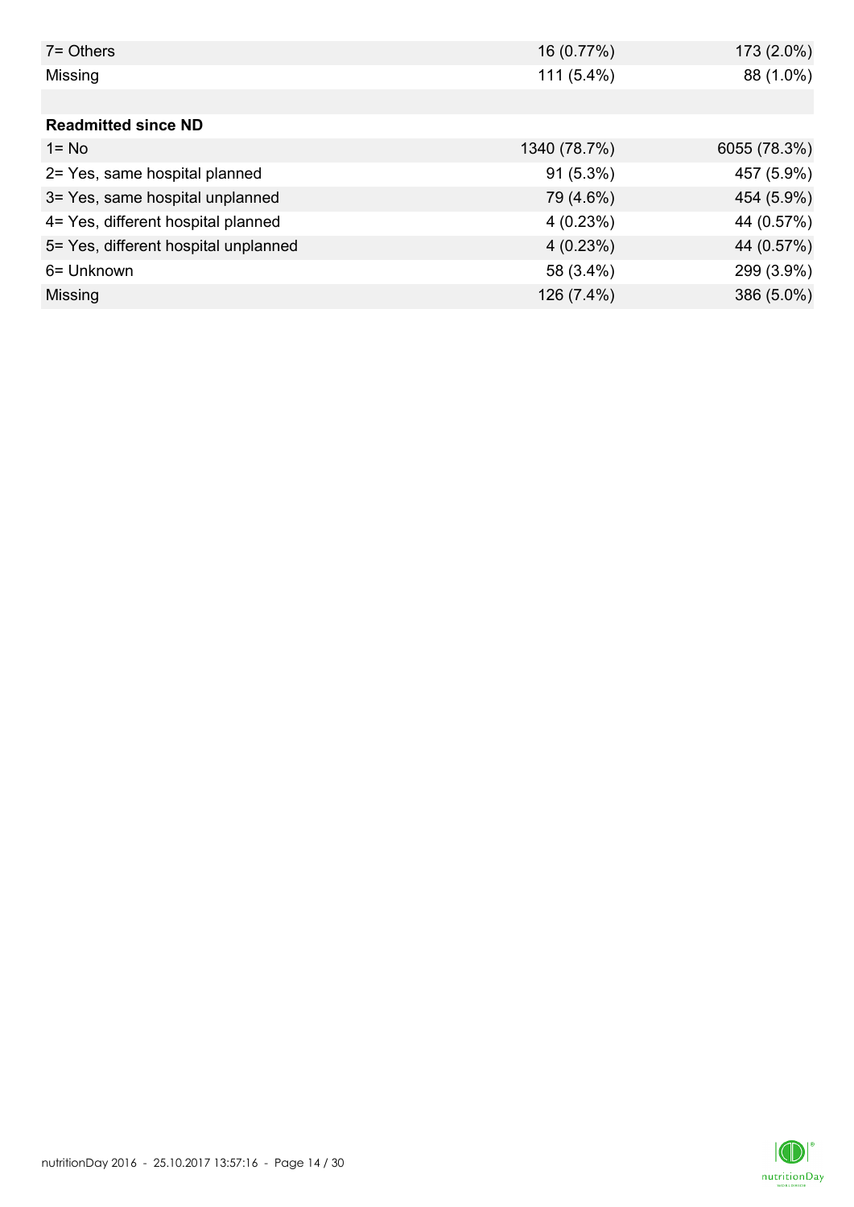| | | |
|---|---|---|
| 7= Others | 16 (0.77%) | 173 (2.0%) |
| Missing | 111 (5.4%) | 88 (1.0%) |
| | | |
| **Readmitted since ND** | | |
| 1= No | 1340 (78.7%) | 6055 (78.3%) |
| 2= Yes, same hospital planned | 91 (5.3%) | 457 (5.9%) |
| 3= Yes, same hospital unplanned | 79 (4.6%) | 454 (5.9%) |
| 4= Yes, different hospital planned | 4 (0.23%) | 44 (0.57%) |
| 5= Yes, different hospital unplanned | 4 (0.23%) | 44 (0.57%) |
| 6= Unknown | 58 (3.4%) | 299 (3.9%) |
| Missing | 126 (7.4%) | 386 (5.0%) |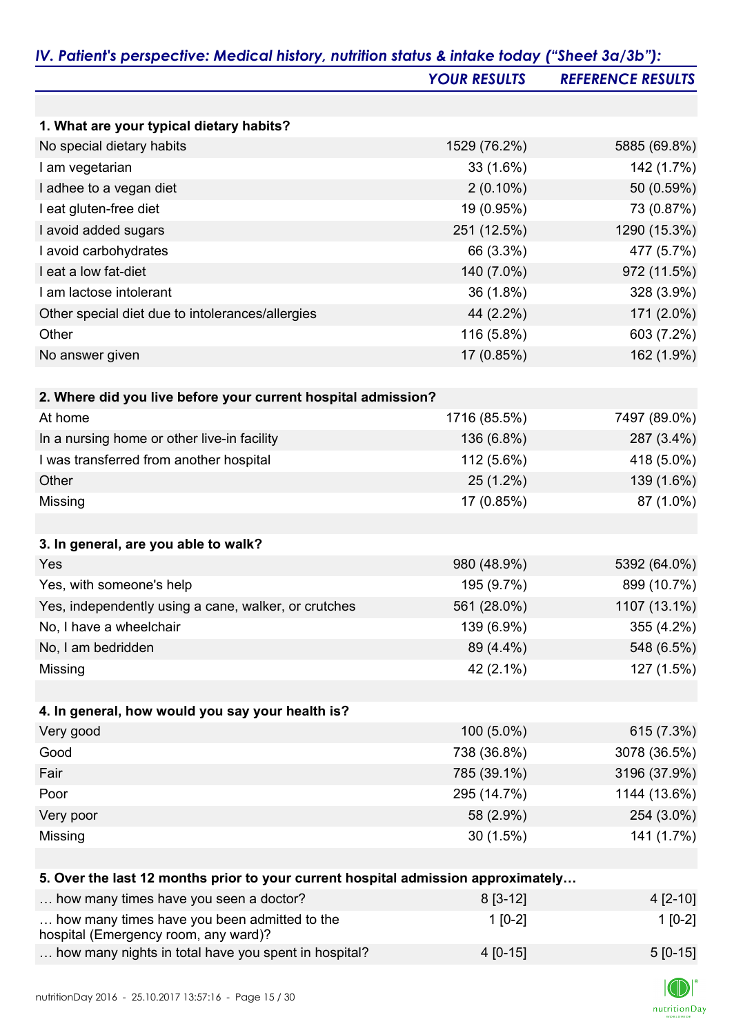## IV. Patient's perspective: Medical history, nutrition status & intake today ("Sheet 3a/3b"):

| | YOUR RESULTS | REFERENCE RESULTS |
|---|---|---|
| **1. What are your typical dietary habits?** | | |
| No special dietary habits | 1529 (76.2%) | 5885 (69.8%) |
| I am vegetarian | 33 (1.6%) | 142 (1.7%) |
| I adhee to a vegan diet | 2 (0.10%) | 50 (0.59%) |
| I eat gluten-free diet | 19 (0.95%) | 73 (0.87%) |
| I avoid added sugars | 251 (12.5%) | 1290 (15.3%) |
| I avoid carbohydrates | 66 (3.3%) | 477 (5.7%) |
| I eat a low fat-diet | 140 (7.0%) | 972 (11.5%) |
| I am lactose intolerant | 36 (1.8%) | 328 (3.9%) |
| Other special diet due to intolerances/allergies | 44 (2.2%) | 171 (2.0%) |
| Other | 116 (5.8%) | 603 (7.2%) |
| No answer given | 17 (0.85%) | 162 (1.9%) |
| **2. Where did you live before your current hospital admission?** | | |
| At home | 1716 (85.5%) | 7497 (89.0%) |
| In a nursing home or other live-in facility | 136 (6.8%) | 287 (3.4%) |
| I was transferred from another hospital | 112 (5.6%) | 418 (5.0%) |
| Other | 25 (1.2%) | 139 (1.6%) |
| Missing | 17 (0.85%) | 87 (1.0%) |
| **3. In general, are you able to walk?** | | |
| Yes | 980 (48.9%) | 5392 (64.0%) |
| Yes, with someone's help | 195 (9.7%) | 899 (10.7%) |
| Yes, independently using a cane, walker, or crutches | 561 (28.0%) | 1107 (13.1%) |
| No, I have a wheelchair | 139 (6.9%) | 355 (4.2%) |
| No, I am bedridden | 89 (4.4%) | 548 (6.5%) |
| Missing | 42 (2.1%) | 127 (1.5%) |
| **4. In general, how would you say your health is?** | | |
| Very good | 100 (5.0%) | 615 (7.3%) |
| Good | 738 (36.8%) | 3078 (36.5%) |
| Fair | 785 (39.1%) | 3196 (37.9%) |
| Poor | 295 (14.7%) | 1144 (13.6%) |
| Very poor | 58 (2.9%) | 254 (3.0%) |
| Missing | 30 (1.5%) | 141 (1.7%) |
| **5. Over the last 12 months prior to your current hospital admission approximately…** | | |
| … how many times have you seen a doctor? | 8 [3-12] | 4 [2-10] |
| … how many times have you been admitted to the hospital (Emergency room, any ward)? | 1 [0-2] | 1 [0-2] |
| … how many nights in total have you spent in hospital? | 4 [0-15] | 5 [0-15] |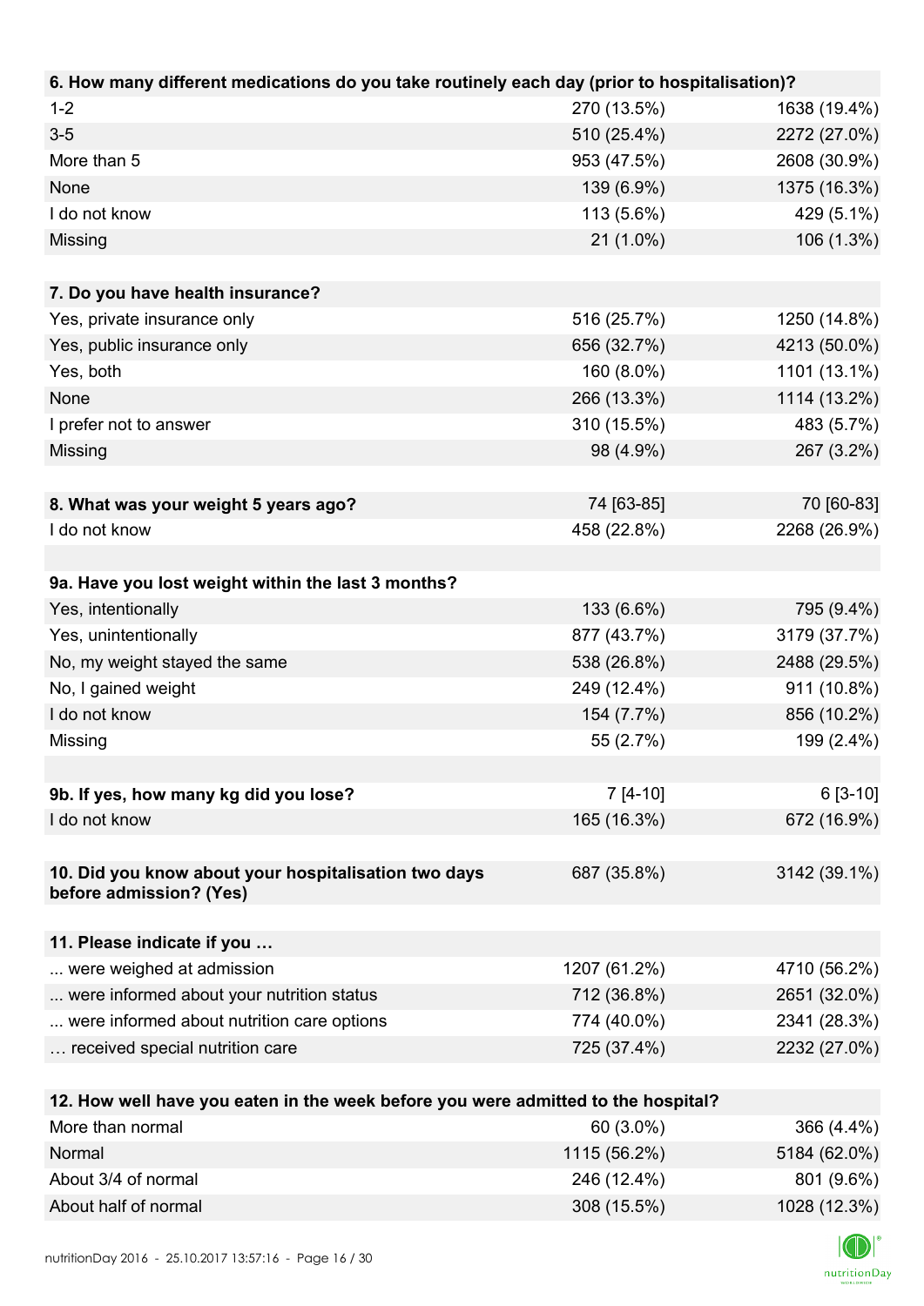| 6. How many different medications do you take routinely each day (prior to hospitalisation)? | | |
|---|---|---|
| 1-2 | 270 (13.5%) | 1638 (19.4%) |
| 3-5 | 510 (25.4%) | 2272 (27.0%) |
| More than 5 | 953 (47.5%) | 2608 (30.9%) |
| None | 139 (6.9%) | 1375 (16.3%) |
| I do not know | 113 (5.6%) | 429 (5.1%) |
| Missing | 21 (1.0%) | 106 (1.3%) |

| 7. Do you have health insurance? | | |
|---|---|---|
| Yes, private insurance only | 516 (25.7%) | 1250 (14.8%) |
| Yes, public insurance only | 656 (32.7%) | 4213 (50.0%) |
| Yes, both | 160 (8.0%) | 1101 (13.1%) |
| None | 266 (13.3%) | 1114 (13.2%) |
| I prefer not to answer | 310 (15.5%) | 483 (5.7%) |
| Missing | 98 (4.9%) | 267 (3.2%) |

| 8. What was your weight 5 years ago? | 74 [63-85] | 70 [60-83] |
|---|---|---|
| I do not know | 458 (22.8%) | 2268 (26.9%) |

| 9a. Have you lost weight within the last 3 months? | | |
|---|---|---|
| Yes, intentionally | 133 (6.6%) | 795 (9.4%) |
| Yes, unintentionally | 877 (43.7%) | 3179 (37.7%) |
| No, my weight stayed the same | 538 (26.8%) | 2488 (29.5%) |
| No, I gained weight | 249 (12.4%) | 911 (10.8%) |
| I do not know | 154 (7.7%) | 856 (10.2%) |
| Missing | 55 (2.7%) | 199 (2.4%) |

| 9b. If yes, how many kg did you lose? | 7 [4-10] | 6 [3-10] |
|---|---|---|
| I do not know | 165 (16.3%) | 672 (16.9%) |

| 10. Did you know about your hospitalisation two days before admission? (Yes) | 687 (35.8%) | 3142 (39.1%) |
|---|---|---|

| 11. Please indicate if you … | | |
|---|---|---|
| ... were weighed at admission | 1207 (61.2%) | 4710 (56.2%) |
| ... were informed about your nutrition status | 712 (36.8%) | 2651 (32.0%) |
| ... were informed about nutrition care options | 774 (40.0%) | 2341 (28.3%) |
| … received special nutrition care | 725 (37.4%) | 2232 (27.0%) |

| 12. How well have you eaten in the week before you were admitted to the hospital? | | |
|---|---|---|
| More than normal | 60 (3.0%) | 366 (4.4%) |
| Normal | 1115 (56.2%) | 5184 (62.0%) |
| About 3/4 of normal | 246 (12.4%) | 801 (9.6%) |
| About half of normal | 308 (15.5%) | 1028 (12.3%) |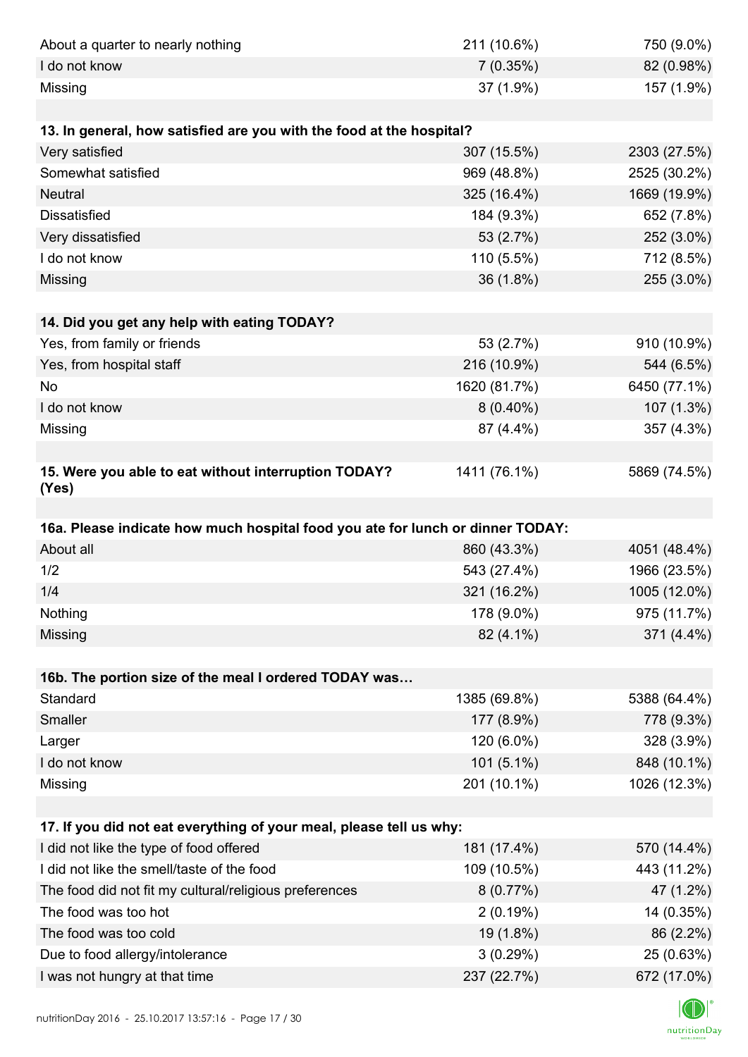| | | |
|---|---|---|
| About a quarter to nearly nothing | 211 (10.6%) | 750 (9.0%) |
| I do not know | 7 (0.35%) | 82 (0.98%) |
| Missing | 37 (1.9%) | 157 (1.9%) |
| | | |
| **13. In general, how satisfied are you with the food at the hospital?** | | |
| Very satisfied | 307 (15.5%) | 2303 (27.5%) |
| Somewhat satisfied | 969 (48.8%) | 2525 (30.2%) |
| Neutral | 325 (16.4%) | 1669 (19.9%) |
| Dissatisfied | 184 (9.3%) | 652 (7.8%) |
| Very dissatisfied | 53 (2.7%) | 252 (3.0%) |
| I do not know | 110 (5.5%) | 712 (8.5%) |
| Missing | 36 (1.8%) | 255 (3.0%) |
| | | |
| **14. Did you get any help with eating TODAY?** | | |
| Yes, from family or friends | 53 (2.7%) | 910 (10.9%) |
| Yes, from hospital staff | 216 (10.9%) | 544 (6.5%) |
| No | 1620 (81.7%) | 6450 (77.1%) |
| I do not know | 8 (0.40%) | 107 (1.3%) |
| Missing | 87 (4.4%) | 357 (4.3%) |
| | | |
| **15. Were you able to eat without interruption TODAY? (Yes)** | 1411 (76.1%) | 5869 (74.5%) |
| | | |
| **16a. Please indicate how much hospital food you ate for lunch or dinner TODAY:** | | |
| About all | 860 (43.3%) | 4051 (48.4%) |
| 1/2 | 543 (27.4%) | 1966 (23.5%) |
| 1/4 | 321 (16.2%) | 1005 (12.0%) |
| Nothing | 178 (9.0%) | 975 (11.7%) |
| Missing | 82 (4.1%) | 371 (4.4%) |
| | | |
| **16b. The portion size of the meal I ordered TODAY was…** | | |
| Standard | 1385 (69.8%) | 5388 (64.4%) |
| Smaller | 177 (8.9%) | 778 (9.3%) |
| Larger | 120 (6.0%) | 328 (3.9%) |
| I do not know | 101 (5.1%) | 848 (10.1%) |
| Missing | 201 (10.1%) | 1026 (12.3%) |
| | | |
| **17. If you did not eat everything of your meal, please tell us why:** | | |
| I did not like the type of food offered | 181 (17.4%) | 570 (14.4%) |
| I did not like the smell/taste of the food | 109 (10.5%) | 443 (11.2%) |
| The food did not fit my cultural/religious preferences | 8 (0.77%) | 47 (1.2%) |
| The food was too hot | 2 (0.19%) | 14 (0.35%) |
| The food was too cold | 19 (1.8%) | 86 (2.2%) |
| Due to food allergy/intolerance | 3 (0.29%) | 25 (0.63%) |
| I was not hungry at that time | 237 (22.7%) | 672 (17.0%) |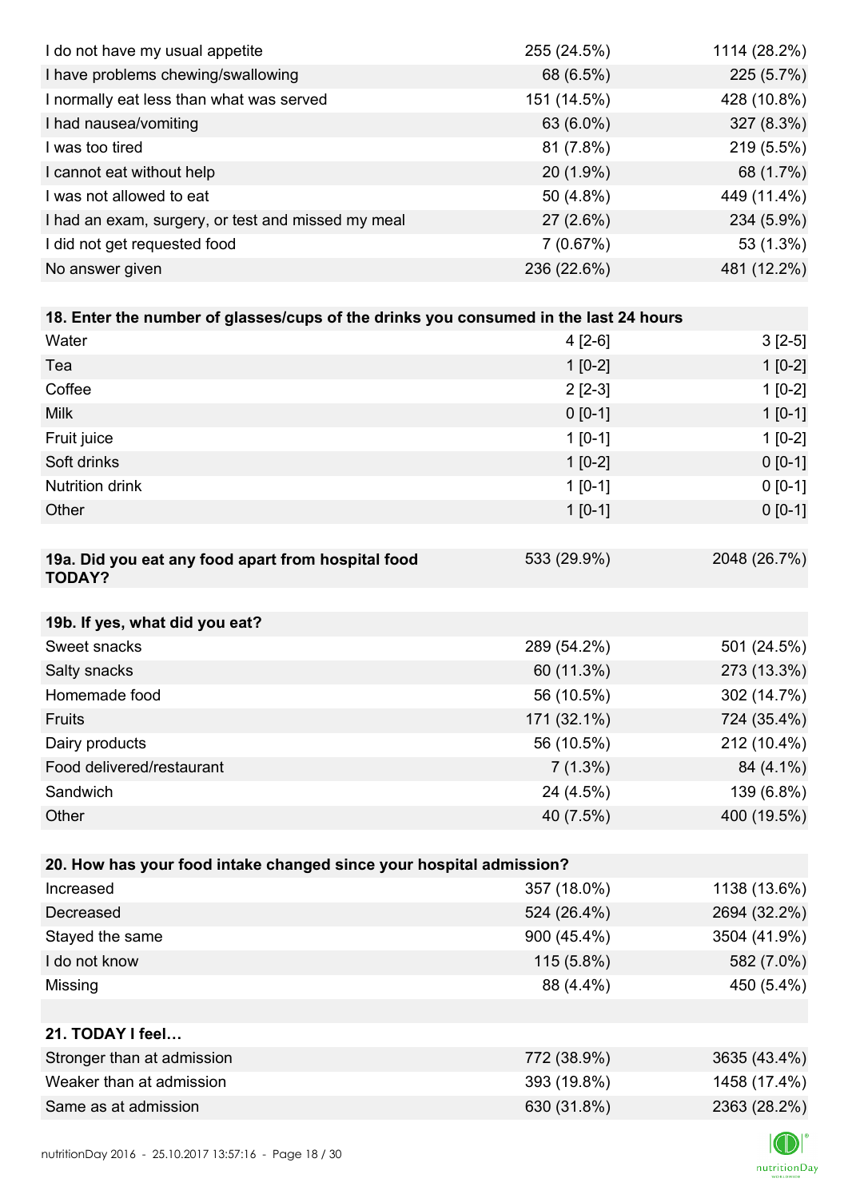| | | |
|---|---|---|
| I do not have my usual appetite | 255 (24.5%) | 1114 (28.2%) |
| I have problems chewing/swallowing | 68 (6.5%) | 225 (5.7%) |
| I normally eat less than what was served | 151 (14.5%) | 428 (10.8%) |
| I had nausea/vomiting | 63 (6.0%) | 327 (8.3%) |
| I was too tired | 81 (7.8%) | 219 (5.5%) |
| I cannot eat without help | 20 (1.9%) | 68 (1.7%) |
| I was not allowed to eat | 50 (4.8%) | 449 (11.4%) |
| I had an exam, surgery, or test and missed my meal | 27 (2.6%) | 234 (5.9%) |
| I did not get requested food | 7 (0.67%) | 53 (1.3%) |
| No answer given | 236 (22.6%) | 481 (12.2%) |

| **18. Enter the number of glasses/cups of the drinks you consumed in the last 24 hours** | | |
|---|---|---|
| Water | 4 [2-6] | 3 [2-5] |
| Tea | 1 [0-2] | 1 [0-2] |
| Coffee | 2 [2-3] | 1 [0-2] |
| Milk | 0 [0-1] | 1 [0-1] |
| Fruit juice | 1 [0-1] | 1 [0-2] |
| Soft drinks | 1 [0-2] | 0 [0-1] |
| Nutrition drink | 1 [0-1] | 0 [0-1] |
| Other | 1 [0-1] | 0 [0-1] |

| **19a. Did you eat any food apart from hospital food TODAY?** | 533 (29.9%) | 2048 (26.7%) |
|---|---|---|

| **19b. If yes, what did you eat?** | | |
|---|---|---|
| Sweet snacks | 289 (54.2%) | 501 (24.5%) |
| Salty snacks | 60 (11.3%) | 273 (13.3%) |
| Homemade food | 56 (10.5%) | 302 (14.7%) |
| Fruits | 171 (32.1%) | 724 (35.4%) |
| Dairy products | 56 (10.5%) | 212 (10.4%) |
| Food delivered/restaurant | 7 (1.3%) | 84 (4.1%) |
| Sandwich | 24 (4.5%) | 139 (6.8%) |
| Other | 40 (7.5%) | 400 (19.5%) |

| **20. How has your food intake changed since your hospital admission?** | | |
|---|---|---|
| Increased | 357 (18.0%) | 1138 (13.6%) |
| Decreased | 524 (26.4%) | 2694 (32.2%) |
| Stayed the same | 900 (45.4%) | 3504 (41.9%) |
| I do not know | 115 (5.8%) | 582 (7.0%) |
| Missing | 88 (4.4%) | 450 (5.4%) |

| **21. TODAY I feel…** | | |
|---|---|---|
| Stronger than at admission | 772 (38.9%) | 3635 (43.4%) |
| Weaker than at admission | 393 (19.8%) | 1458 (17.4%) |
| Same as at admission | 630 (31.8%) | 2363 (28.2%) |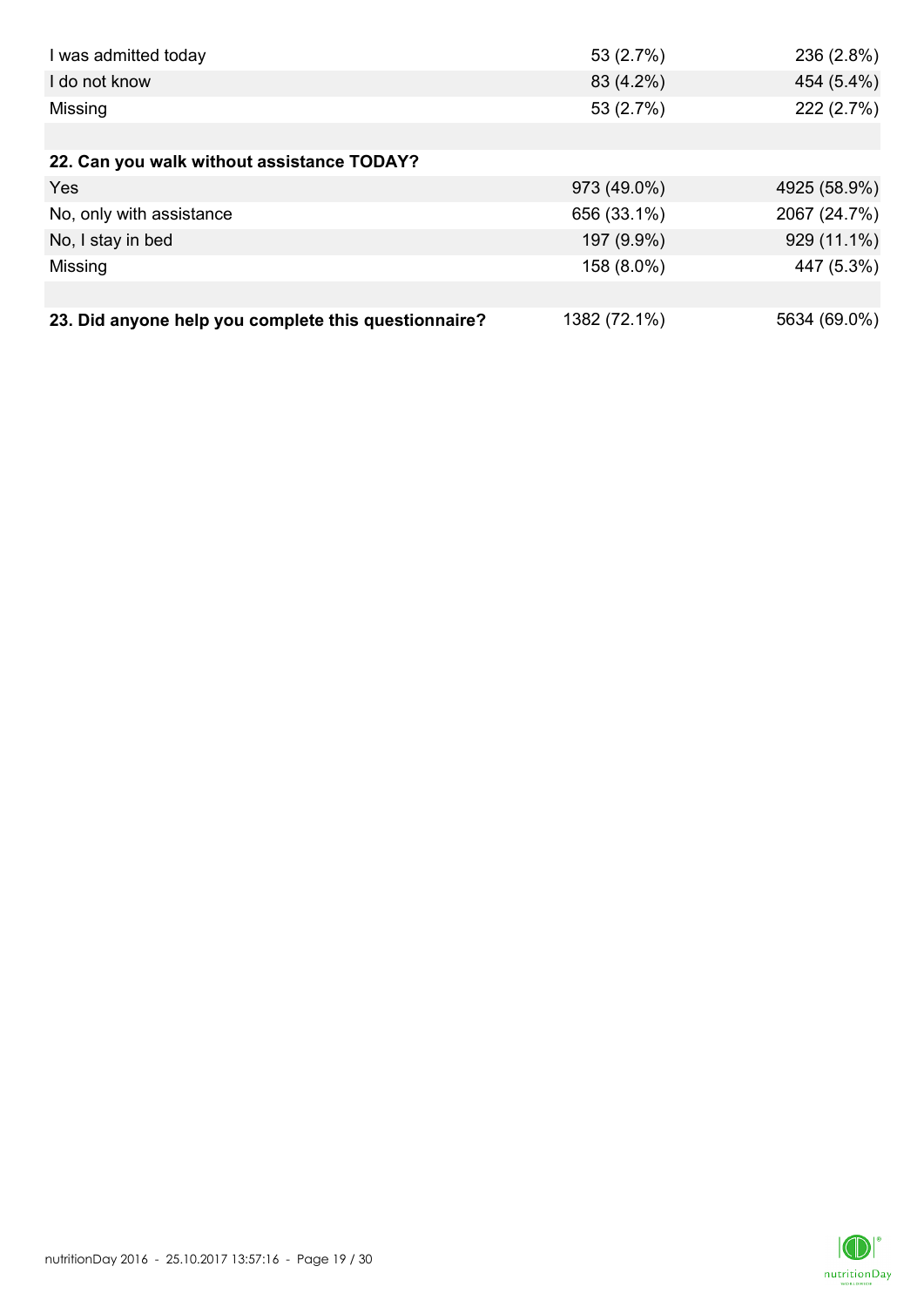| | | |
|---|---|---|
| I was admitted today | 53 (2.7%) | 236 (2.8%) |
| I do not know | 83 (4.2%) | 454 (5.4%) |
| Missing | 53 (2.7%) | 222 (2.7%) |
| | | |
| **22. Can you walk without assistance TODAY?** | | |
| Yes | 973 (49.0%) | 4925 (58.9%) |
| No, only with assistance | 656 (33.1%) | 2067 (24.7%) |
| No, I stay in bed | 197 (9.9%) | 929 (11.1%) |
| Missing | 158 (8.0%) | 447 (5.3%) |
| | | |
| **23. Did anyone help you complete this questionnaire?** | 1382 (72.1%) | 5634 (69.0%) |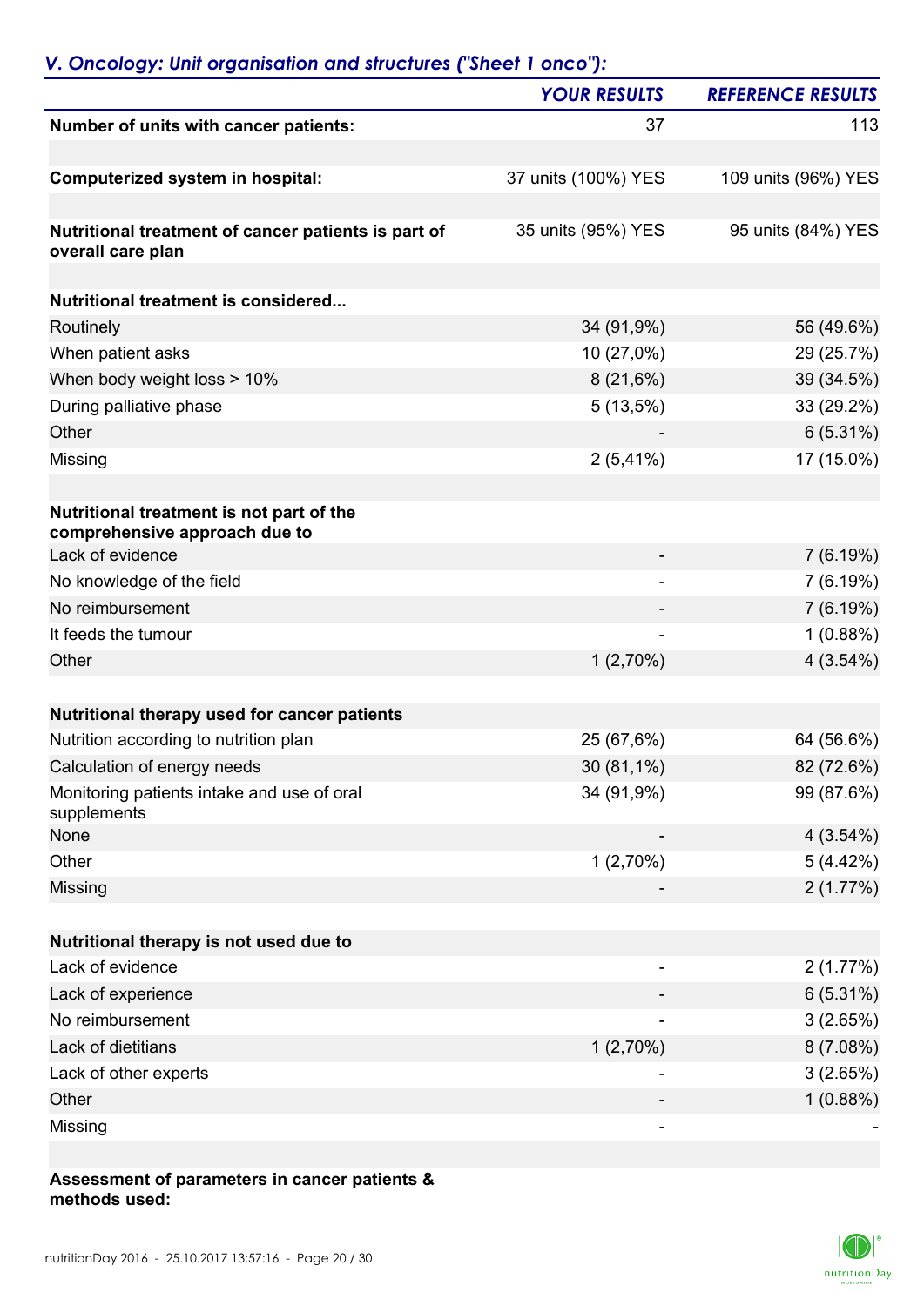## *V. Oncology: Unit organisation and structures ("Sheet 1 onco"):*

| | *YOUR RESULTS* | *REFERENCE RESULTS* |
|---|---|---|
| **Number of units with cancer patients:** | 37 | 113 |
| | | |
| **Computerized system in hospital:** | 37 units (100%) YES | 109 units (96%) YES |
| | | |
| **Nutritional treatment of cancer patients is part of overall care plan** | 35 units (95%) YES | 95 units (84%) YES |
| | | |
| **Nutritional treatment is considered...** | | |
| Routinely | 34 (91,9%) | 56 (49.6%) |
| When patient asks | 10 (27,0%) | 29 (25.7%) |
| When body weight loss > 10% | 8 (21,6%) | 39 (34.5%) |
| During palliative phase | 5 (13,5%) | 33 (29.2%) |
| Other | - | 6 (5.31%) |
| Missing | 2 (5,41%) | 17 (15.0%) |
| | | |
| **Nutritional treatment is not part of the comprehensive approach due to** | | |
| Lack of evidence | - | 7 (6.19%) |
| No knowledge of the field | - | 7 (6.19%) |
| No reimbursement | - | 7 (6.19%) |
| It feeds the tumour | - | 1 (0.88%) |
| Other | 1 (2,70%) | 4 (3.54%) |
| | | |
| **Nutritional therapy used for cancer patients** | | |
| Nutrition according to nutrition plan | 25 (67,6%) | 64 (56.6%) |
| Calculation of energy needs | 30 (81,1%) | 82 (72.6%) |
| Monitoring patients intake and use of oral supplements | 34 (91,9%) | 99 (87.6%) |
| None | - | 4 (3.54%) |
| Other | 1 (2,70%) | 5 (4.42%) |
| Missing | - | 2 (1.77%) |
| | | |
| **Nutritional therapy is not used due to** | | |
| Lack of evidence | - | 2 (1.77%) |
| Lack of experience | - | 6 (5.31%) |
| No reimbursement | - | 3 (2.65%) |
| Lack of dietitians | 1 (2,70%) | 8 (7.08%) |
| Lack of other experts | - | 3 (2.65%) |
| Other | - | 1 (0.88%) |
| Missing | - | - |

**Assessment of parameters in cancer patients & methods used:**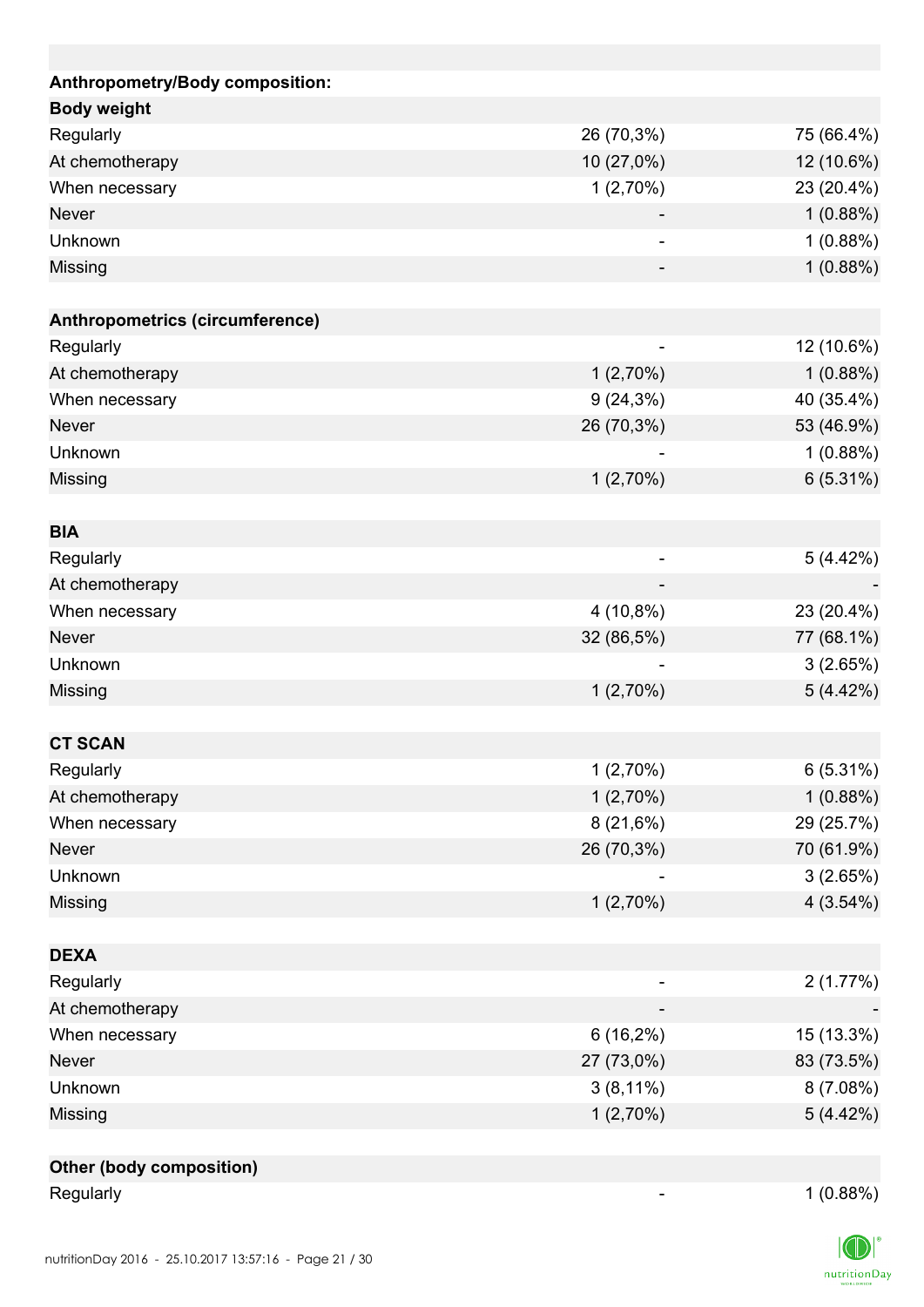| Anthropometry/Body composition: | | |
|---|---|---|
| **Body weight** | | |
| Regularly | 26 (70,3%) | 75 (66.4%) |
| At chemotherapy | 10 (27,0%) | 12 (10.6%) |
| When necessary | 1 (2,70%) | 23 (20.4%) |
| Never | - | 1 (0.88%) |
| Unknown | - | 1 (0.88%) |
| Missing | - | 1 (0.88%) |
| | | |
| **Anthropometrics (circumference)** | | |
| Regularly | - | 12 (10.6%) |
| At chemotherapy | 1 (2,70%) | 1 (0.88%) |
| When necessary | 9 (24,3%) | 40 (35.4%) |
| Never | 26 (70,3%) | 53 (46.9%) |
| Unknown | - | 1 (0.88%) |
| Missing | 1 (2,70%) | 6 (5.31%) |
| | | |
| **BIA** | | |
| Regularly | - | 5 (4.42%) |
| At chemotherapy | - | - |
| When necessary | 4 (10,8%) | 23 (20.4%) |
| Never | 32 (86,5%) | 77 (68.1%) |
| Unknown | - | 3 (2.65%) |
| Missing | 1 (2,70%) | 5 (4.42%) |
| | | |
| **CT SCAN** | | |
| Regularly | 1 (2,70%) | 6 (5.31%) |
| At chemotherapy | 1 (2,70%) | 1 (0.88%) |
| When necessary | 8 (21,6%) | 29 (25.7%) |
| Never | 26 (70,3%) | 70 (61.9%) |
| Unknown | - | 3 (2.65%) |
| Missing | 1 (2,70%) | 4 (3.54%) |
| | | |
| **DEXA** | | |
| Regularly | - | 2 (1.77%) |
| At chemotherapy | - | - |
| When necessary | 6 (16,2%) | 15 (13.3%) |
| Never | 27 (73,0%) | 83 (73.5%) |
| Unknown | 3 (8,11%) | 8 (7.08%) |
| Missing | 1 (2,70%) | 5 (4.42%) |
| | | |
| **Other (body composition)** | | |
| Regularly | - | 1 (0.88%) |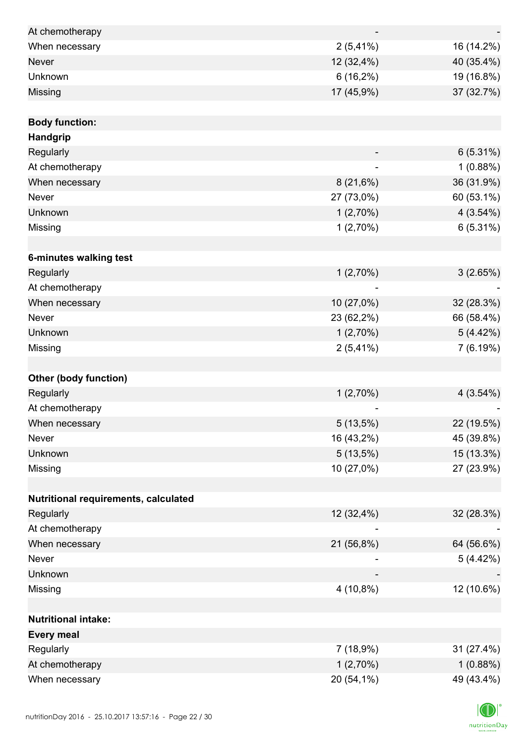| | | |
|---|---|---|
| At chemotherapy | - | - |
| When necessary | 2 (5,41%) | 16 (14.2%) |
| Never | 12 (32,4%) | 40 (35.4%) |
| Unknown | 6 (16,2%) | 19 (16.8%) |
| Missing | 17 (45,9%) | 37 (32.7%) |
| | | |
| **Body function:** | | |
| **Handgrip** | | |
| Regularly | - | 6 (5.31%) |
| At chemotherapy | - | 1 (0.88%) |
| When necessary | 8 (21,6%) | 36 (31.9%) |
| Never | 27 (73,0%) | 60 (53.1%) |
| Unknown | 1 (2,70%) | 4 (3.54%) |
| Missing | 1 (2,70%) | 6 (5.31%) |
| | | |
| **6-minutes walking test** | | |
| Regularly | 1 (2,70%) | 3 (2.65%) |
| At chemotherapy | - | - |
| When necessary | 10 (27,0%) | 32 (28.3%) |
| Never | 23 (62,2%) | 66 (58.4%) |
| Unknown | 1 (2,70%) | 5 (4.42%) |
| Missing | 2 (5,41%) | 7 (6.19%) |
| | | |
| **Other (body function)** | | |
| Regularly | 1 (2,70%) | 4 (3.54%) |
| At chemotherapy | - | - |
| When necessary | 5 (13,5%) | 22 (19.5%) |
| Never | 16 (43,2%) | 45 (39.8%) |
| Unknown | 5 (13,5%) | 15 (13.3%) |
| Missing | 10 (27,0%) | 27 (23.9%) |
| | | |
| **Nutritional requirements, calculated** | | |
| Regularly | 12 (32,4%) | 32 (28.3%) |
| At chemotherapy | - | - |
| When necessary | 21 (56,8%) | 64 (56.6%) |
| Never | - | 5 (4.42%) |
| Unknown | - | - |
| Missing | 4 (10,8%) | 12 (10.6%) |
| | | |
| **Nutritional intake:** | | |
| **Every meal** | | |
| Regularly | 7 (18,9%) | 31 (27.4%) |
| At chemotherapy | 1 (2,70%) | 1 (0.88%) |
| When necessary | 20 (54,1%) | 49 (43.4%) |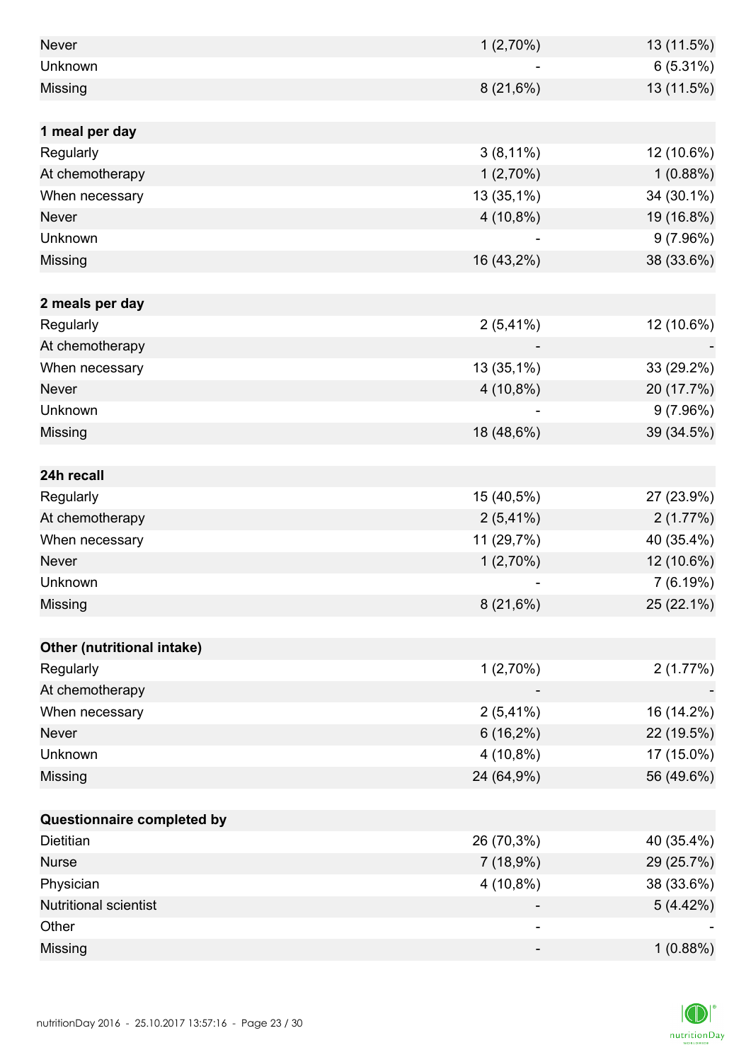| | | |
|---|---|---|
| Never | 1 (2,70%) | 13 (11.5%) |
| Unknown | - | 6 (5.31%) |
| Missing | 8 (21,6%) | 13 (11.5%) |
| | | |
| **1 meal per day** | | |
| Regularly | 3 (8,11%) | 12 (10.6%) |
| At chemotherapy | 1 (2,70%) | 1 (0.88%) |
| When necessary | 13 (35,1%) | 34 (30.1%) |
| Never | 4 (10,8%) | 19 (16.8%) |
| Unknown | - | 9 (7.96%) |
| Missing | 16 (43,2%) | 38 (33.6%) |
| | | |
| **2 meals per day** | | |
| Regularly | 2 (5,41%) | 12 (10.6%) |
| At chemotherapy | - | - |
| When necessary | 13 (35,1%) | 33 (29.2%) |
| Never | 4 (10,8%) | 20 (17.7%) |
| Unknown | - | 9 (7.96%) |
| Missing | 18 (48,6%) | 39 (34.5%) |
| | | |
| **24h recall** | | |
| Regularly | 15 (40,5%) | 27 (23.9%) |
| At chemotherapy | 2 (5,41%) | 2 (1.77%) |
| When necessary | 11 (29,7%) | 40 (35.4%) |
| Never | 1 (2,70%) | 12 (10.6%) |
| Unknown | - | 7 (6.19%) |
| Missing | 8 (21,6%) | 25 (22.1%) |
| | | |
| **Other (nutritional intake)** | | |
| Regularly | 1 (2,70%) | 2 (1.77%) |
| At chemotherapy | - | - |
| When necessary | 2 (5,41%) | 16 (14.2%) |
| Never | 6 (16,2%) | 22 (19.5%) |
| Unknown | 4 (10,8%) | 17 (15.0%) |
| Missing | 24 (64,9%) | 56 (49.6%) |
| | | |
| **Questionnaire completed by** | | |
| Dietitian | 26 (70,3%) | 40 (35.4%) |
| Nurse | 7 (18,9%) | 29 (25.7%) |
| Physician | 4 (10,8%) | 38 (33.6%) |
| Nutritional scientist | - | 5 (4.42%) |
| Other | - | - |
| Missing | - | 1 (0.88%) |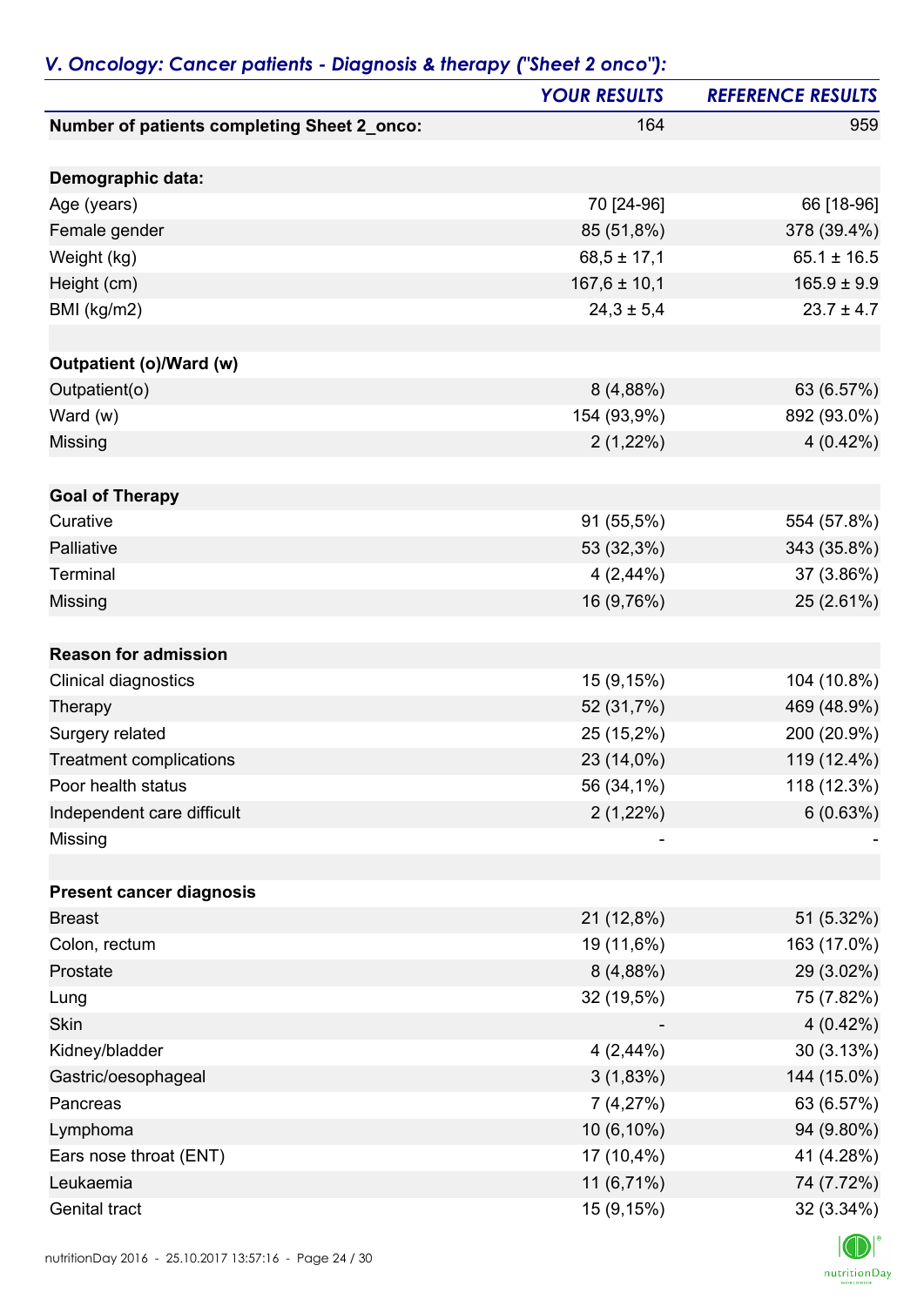## *V. Oncology: Cancer patients - Diagnosis & therapy ("Sheet 2 onco"):*

| | *YOUR RESULTS* | *REFERENCE RESULTS* |
|---|---|---|
| **Number of patients completing Sheet 2_onco:** | 164 | 959 |
| | | |
| **Demographic data:** | | |
| Age (years) | 70 [24-96] | 66 [18-96] |
| Female gender | 85 (51,8%) | 378 (39.4%) |
| Weight (kg) | 68,5 ± 17,1 | 65.1 ± 16.5 |
| Height (cm) | 167,6 ± 10,1 | 165.9 ± 9.9 |
| BMI (kg/m2) | 24,3 ± 5,4 | 23.7 ± 4.7 |
| | | |
| **Outpatient (o)/Ward (w)** | | |
| Outpatient(o) | 8 (4,88%) | 63 (6.57%) |
| Ward (w) | 154 (93,9%) | 892 (93.0%) |
| Missing | 2 (1,22%) | 4 (0.42%) |
| | | |
| **Goal of Therapy** | | |
| Curative | 91 (55,5%) | 554 (57.8%) |
| Palliative | 53 (32,3%) | 343 (35.8%) |
| Terminal | 4 (2,44%) | 37 (3.86%) |
| Missing | 16 (9,76%) | 25 (2.61%) |
| | | |
| **Reason for admission** | | |
| Clinical diagnostics | 15 (9,15%) | 104 (10.8%) |
| Therapy | 52 (31,7%) | 469 (48.9%) |
| Surgery related | 25 (15,2%) | 200 (20.9%) |
| Treatment complications | 23 (14,0%) | 119 (12.4%) |
| Poor health status | 56 (34,1%) | 118 (12.3%) |
| Independent care difficult | 2 (1,22%) | 6 (0.63%) |
| Missing | - | - |
| | | |
| **Present cancer diagnosis** | | |
| Breast | 21 (12,8%) | 51 (5.32%) |
| Colon, rectum | 19 (11,6%) | 163 (17.0%) |
| Prostate | 8 (4,88%) | 29 (3.02%) |
| Lung | 32 (19,5%) | 75 (7.82%) |
| Skin | - | 4 (0.42%) |
| Kidney/bladder | 4 (2,44%) | 30 (3.13%) |
| Gastric/oesophageal | 3 (1,83%) | 144 (15.0%) |
| Pancreas | 7 (4,27%) | 63 (6.57%) |
| Lymphoma | 10 (6,10%) | 94 (9.80%) |
| Ears nose throat (ENT) | 17 (10,4%) | 41 (4.28%) |
| Leukaemia | 11 (6,71%) | 74 (7.72%) |
| Genital tract | 15 (9,15%) | 32 (3.34%) |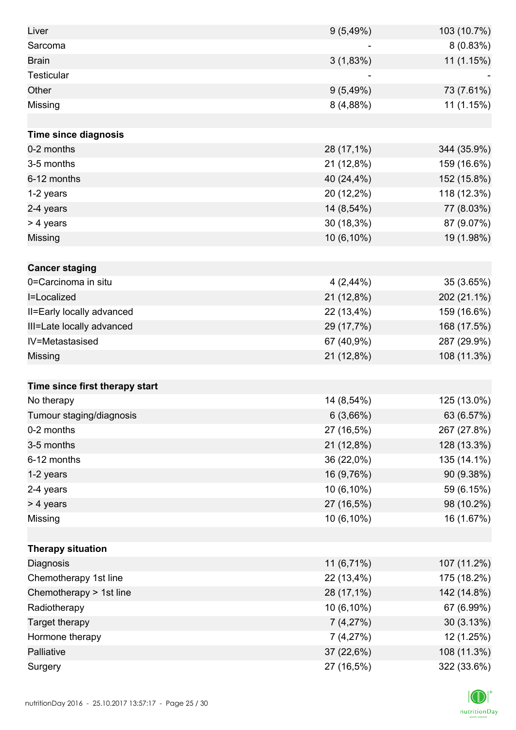| | | |
|---|---|---|
| Liver | 9 (5,49%) | 103 (10.7%) |
| Sarcoma | - | 8 (0.83%) |
| Brain | 3 (1,83%) | 11 (1.15%) |
| Testicular | - | - |
| Other | 9 (5,49%) | 73 (7.61%) |
| Missing | 8 (4,88%) | 11 (1.15%) |
| | | |
| **Time since diagnosis** | | |
| 0-2 months | 28 (17,1%) | 344 (35.9%) |
| 3-5 months | 21 (12,8%) | 159 (16.6%) |
| 6-12 months | 40 (24,4%) | 152 (15.8%) |
| 1-2 years | 20 (12,2%) | 118 (12.3%) |
| 2-4 years | 14 (8,54%) | 77 (8.03%) |
| > 4 years | 30 (18,3%) | 87 (9.07%) |
| Missing | 10 (6,10%) | 19 (1.98%) |
| | | |
| **Cancer staging** | | |
| 0=Carcinoma in situ | 4 (2,44%) | 35 (3.65%) |
| I=Localized | 21 (12,8%) | 202 (21.1%) |
| II=Early locally advanced | 22 (13,4%) | 159 (16.6%) |
| III=Late locally advanced | 29 (17,7%) | 168 (17.5%) |
| IV=Metastasised | 67 (40,9%) | 287 (29.9%) |
| Missing | 21 (12,8%) | 108 (11.3%) |
| | | |
| **Time since first therapy start** | | |
| No therapy | 14 (8,54%) | 125 (13.0%) |
| Tumour staging/diagnosis | 6 (3,66%) | 63 (6.57%) |
| 0-2 months | 27 (16,5%) | 267 (27.8%) |
| 3-5 months | 21 (12,8%) | 128 (13.3%) |
| 6-12 months | 36 (22,0%) | 135 (14.1%) |
| 1-2 years | 16 (9,76%) | 90 (9.38%) |
| 2-4 years | 10 (6,10%) | 59 (6.15%) |
| > 4 years | 27 (16,5%) | 98 (10.2%) |
| Missing | 10 (6,10%) | 16 (1.67%) |
| | | |
| **Therapy situation** | | |
| Diagnosis | 11 (6,71%) | 107 (11.2%) |
| Chemotherapy 1st line | 22 (13,4%) | 175 (18.2%) |
| Chemotherapy > 1st line | 28 (17,1%) | 142 (14.8%) |
| Radiotherapy | 10 (6,10%) | 67 (6.99%) |
| Target therapy | 7 (4,27%) | 30 (3.13%) |
| Hormone therapy | 7 (4,27%) | 12 (1.25%) |
| Palliative | 37 (22,6%) | 108 (11.3%) |
| Surgery | 27 (16,5%) | 322 (33.6%) |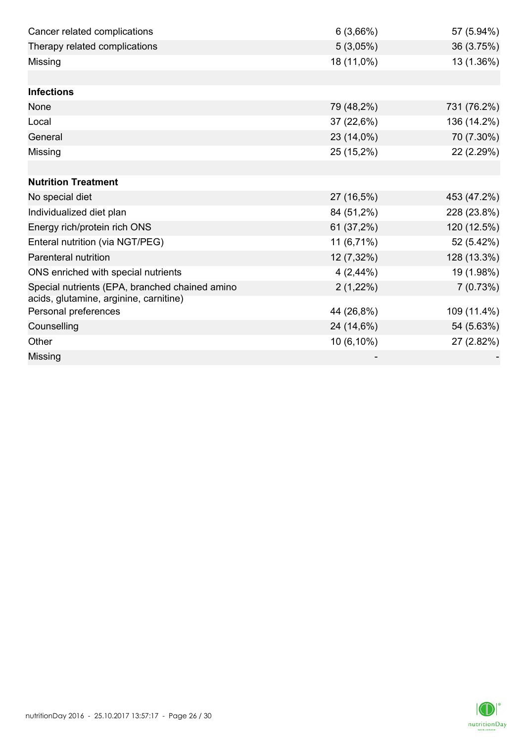| | | |
|---|---|---|
| Cancer related complications | 6 (3,66%) | 57 (5.94%) |
| Therapy related complications | 5 (3,05%) | 36 (3.75%) |
| Missing | 18 (11,0%) | 13 (1.36%) |
| | | |
| **Infections** | | |
| None | 79 (48,2%) | 731 (76.2%) |
| Local | 37 (22,6%) | 136 (14.2%) |
| General | 23 (14,0%) | 70 (7.30%) |
| Missing | 25 (15,2%) | 22 (2.29%) |
| | | |
| **Nutrition Treatment** | | |
| No special diet | 27 (16,5%) | 453 (47.2%) |
| Individualized diet plan | 84 (51,2%) | 228 (23.8%) |
| Energy rich/protein rich ONS | 61 (37,2%) | 120 (12.5%) |
| Enteral nutrition (via NGT/PEG) | 11 (6,71%) | 52 (5.42%) |
| Parenteral nutrition | 12 (7,32%) | 128 (13.3%) |
| ONS enriched with special nutrients | 4 (2,44%) | 19 (1.98%) |
| Special nutrients (EPA, branched chained amino acids, glutamine, arginine, carnitine) | 2 (1,22%) | 7 (0.73%) |
| Personal preferences | 44 (26,8%) | 109 (11.4%) |
| Counselling | 24 (14,6%) | 54 (5.63%) |
| Other | 10 (6,10%) | 27 (2.82%) |
| Missing | - | - |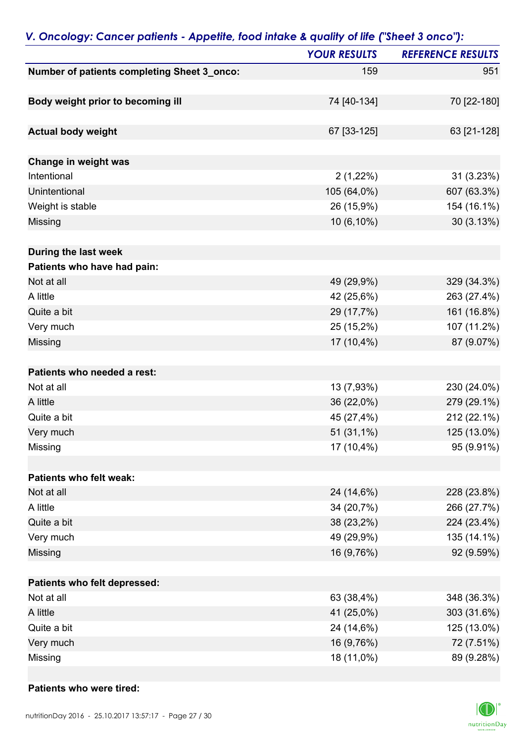## V. Oncology: Cancer patients - Appetite, food intake & quality of life ("Sheet 3 onco"):

| | YOUR RESULTS | REFERENCE RESULTS |
|---|---|---|
| **Number of patients completing Sheet 3_onco:** | 159 | 951 |
| | | |
| **Body weight prior to becoming ill** | 74 [40-134] | 70 [22-180] |
| | | |
| **Actual body weight** | 67 [33-125] | 63 [21-128] |
| | | |
| **Change in weight was** | | |
| Intentional | 2 (1,22%) | 31 (3.23%) |
| Unintentional | 105 (64,0%) | 607 (63.3%) |
| Weight is stable | 26 (15,9%) | 154 (16.1%) |
| Missing | 10 (6,10%) | 30 (3.13%) |
| | | |
| **During the last week** | | |
| **Patients who have had pain:** | | |
| Not at all | 49 (29,9%) | 329 (34.3%) |
| A little | 42 (25,6%) | 263 (27.4%) |
| Quite a bit | 29 (17,7%) | 161 (16.8%) |
| Very much | 25 (15,2%) | 107 (11.2%) |
| Missing | 17 (10,4%) | 87 (9.07%) |
| | | |
| **Patients who needed a rest:** | | |
| Not at all | 13 (7,93%) | 230 (24.0%) |
| A little | 36 (22,0%) | 279 (29.1%) |
| Quite a bit | 45 (27,4%) | 212 (22.1%) |
| Very much | 51 (31,1%) | 125 (13.0%) |
| Missing | 17 (10,4%) | 95 (9.91%) |
| | | |
| **Patients who felt weak:** | | |
| Not at all | 24 (14,6%) | 228 (23.8%) |
| A little | 34 (20,7%) | 266 (27.7%) |
| Quite a bit | 38 (23,2%) | 224 (23.4%) |
| Very much | 49 (29,9%) | 135 (14.1%) |
| Missing | 16 (9,76%) | 92 (9.59%) |
| | | |
| **Patients who felt depressed:** | | |
| Not at all | 63 (38,4%) | 348 (36.3%) |
| A little | 41 (25,0%) | 303 (31.6%) |
| Quite a bit | 24 (14,6%) | 125 (13.0%) |
| Very much | 16 (9,76%) | 72 (7.51%) |
| Missing | 18 (11,0%) | 89 (9.28%) |
| | | |
| **Patients who were tired:** | | |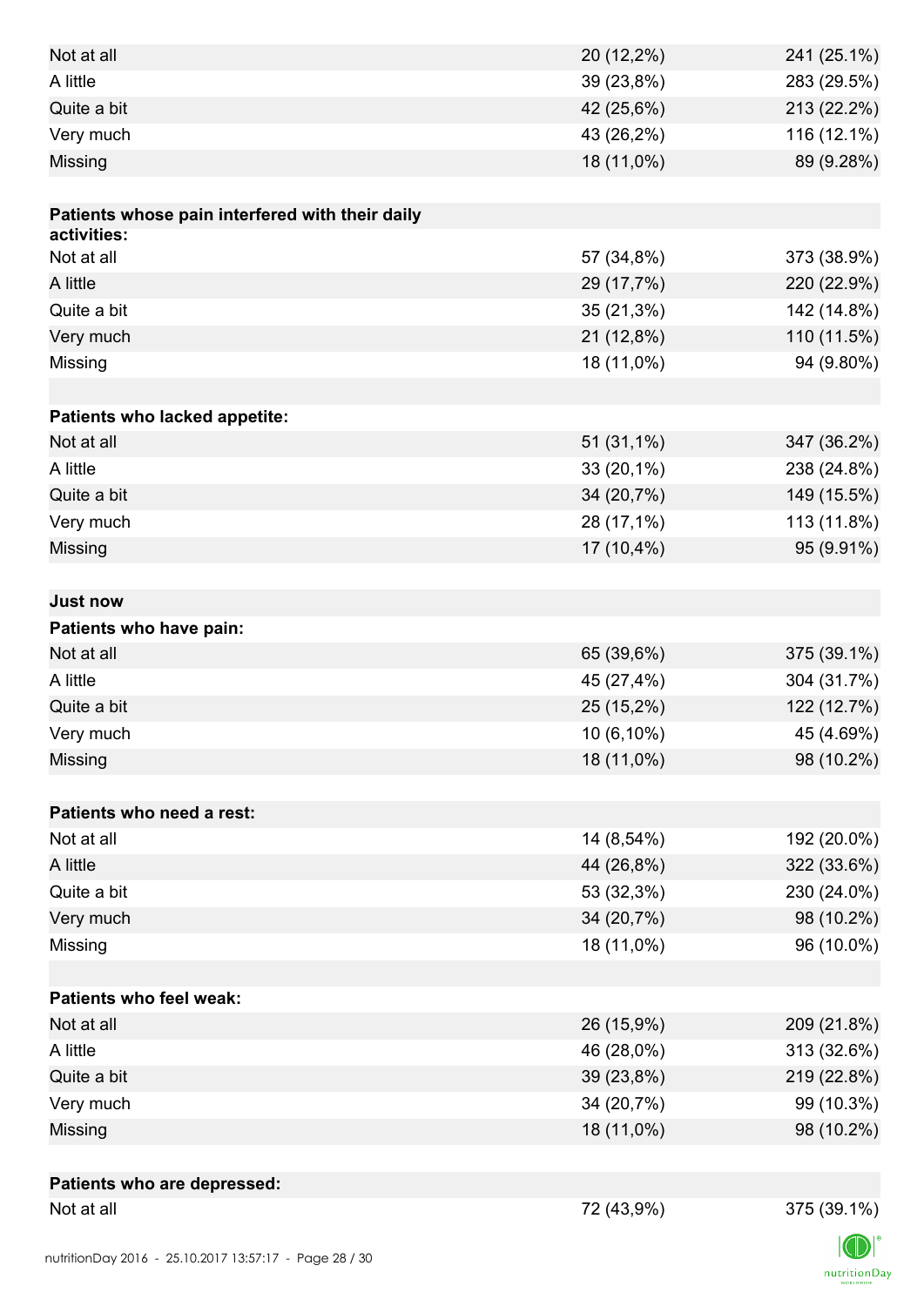| | | |
|---|---|---|
| Not at all | 20 (12,2%) | 241 (25.1%) |
| A little | 39 (23,8%) | 283 (29.5%) |
| Quite a bit | 42 (25,6%) | 213 (22.2%) |
| Very much | 43 (26,2%) | 116 (12.1%) |
| Missing | 18 (11,0%) | 89 (9.28%) |
| | | |
| **Patients whose pain interfered with their daily activities:** | | |
| Not at all | 57 (34,8%) | 373 (38.9%) |
| A little | 29 (17,7%) | 220 (22.9%) |
| Quite a bit | 35 (21,3%) | 142 (14.8%) |
| Very much | 21 (12,8%) | 110 (11.5%) |
| Missing | 18 (11,0%) | 94 (9.80%) |
| | | |
| **Patients who lacked appetite:** | | |
| Not at all | 51 (31,1%) | 347 (36.2%) |
| A little | 33 (20,1%) | 238 (24.8%) |
| Quite a bit | 34 (20,7%) | 149 (15.5%) |
| Very much | 28 (17,1%) | 113 (11.8%) |
| Missing | 17 (10,4%) | 95 (9.91%) |
| | | |
| **Just now** | | |
| **Patients who have pain:** | | |
| Not at all | 65 (39,6%) | 375 (39.1%) |
| A little | 45 (27,4%) | 304 (31.7%) |
| Quite a bit | 25 (15,2%) | 122 (12.7%) |
| Very much | 10 (6,10%) | 45 (4.69%) |
| Missing | 18 (11,0%) | 98 (10.2%) |
| | | |
| **Patients who need a rest:** | | |
| Not at all | 14 (8,54%) | 192 (20.0%) |
| A little | 44 (26,8%) | 322 (33.6%) |
| Quite a bit | 53 (32,3%) | 230 (24.0%) |
| Very much | 34 (20,7%) | 98 (10.2%) |
| Missing | 18 (11,0%) | 96 (10.0%) |
| | | |
| **Patients who feel weak:** | | |
| Not at all | 26 (15,9%) | 209 (21.8%) |
| A little | 46 (28,0%) | 313 (32.6%) |
| Quite a bit | 39 (23,8%) | 219 (22.8%) |
| Very much | 34 (20,7%) | 99 (10.3%) |
| Missing | 18 (11,0%) | 98 (10.2%) |
| | | |
| **Patients who are depressed:** | | |
| Not at all | 72 (43,9%) | 375 (39.1%) |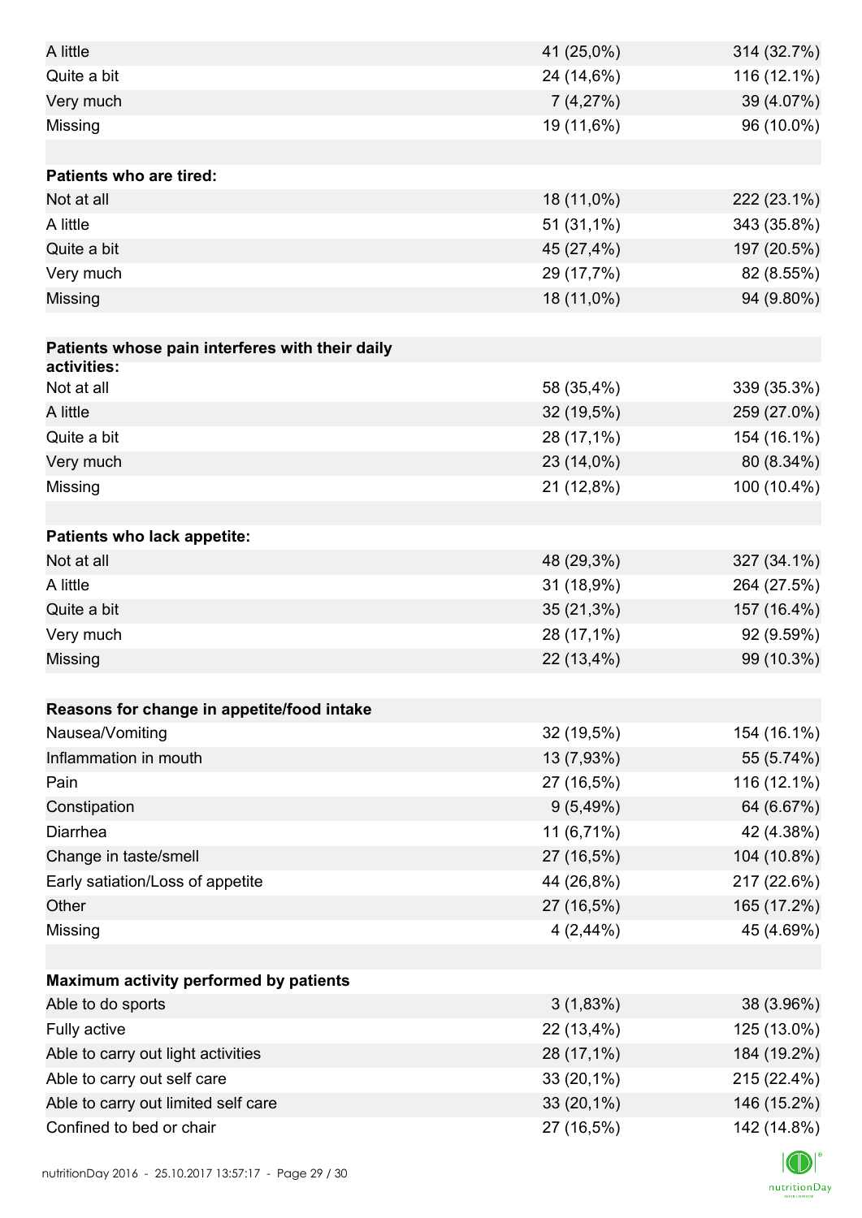| | | |
|---|---|---|
| A little | 41 (25,0%) | 314 (32.7%) |
| Quite a bit | 24 (14,6%) | 116 (12.1%) |
| Very much | 7 (4,27%) | 39 (4.07%) |
| Missing | 19 (11,6%) | 96 (10.0%) |
| | | |
| **Patients who are tired:** | | |
| Not at all | 18 (11,0%) | 222 (23.1%) |
| A little | 51 (31,1%) | 343 (35.8%) |
| Quite a bit | 45 (27,4%) | 197 (20.5%) |
| Very much | 29 (17,7%) | 82 (8.55%) |
| Missing | 18 (11,0%) | 94 (9.80%) |
| | | |
| **Patients whose pain interferes with their daily activities:** | | |
| Not at all | 58 (35,4%) | 339 (35.3%) |
| A little | 32 (19,5%) | 259 (27.0%) |
| Quite a bit | 28 (17,1%) | 154 (16.1%) |
| Very much | 23 (14,0%) | 80 (8.34%) |
| Missing | 21 (12,8%) | 100 (10.4%) |
| | | |
| **Patients who lack appetite:** | | |
| Not at all | 48 (29,3%) | 327 (34.1%) |
| A little | 31 (18,9%) | 264 (27.5%) |
| Quite a bit | 35 (21,3%) | 157 (16.4%) |
| Very much | 28 (17,1%) | 92 (9.59%) |
| Missing | 22 (13,4%) | 99 (10.3%) |
| | | |
| **Reasons for change in appetite/food intake** | | |
| Nausea/Vomiting | 32 (19,5%) | 154 (16.1%) |
| Inflammation in mouth | 13 (7,93%) | 55 (5.74%) |
| Pain | 27 (16,5%) | 116 (12.1%) |
| Constipation | 9 (5,49%) | 64 (6.67%) |
| Diarrhea | 11 (6,71%) | 42 (4.38%) |
| Change in taste/smell | 27 (16,5%) | 104 (10.8%) |
| Early satiation/Loss of appetite | 44 (26,8%) | 217 (22.6%) |
| Other | 27 (16,5%) | 165 (17.2%) |
| Missing | 4 (2,44%) | 45 (4.69%) |
| | | |
| **Maximum activity performed by patients** | | |
| Able to do sports | 3 (1,83%) | 38 (3.96%) |
| Fully active | 22 (13,4%) | 125 (13.0%) |
| Able to carry out light activities | 28 (17,1%) | 184 (19.2%) |
| Able to carry out self care | 33 (20,1%) | 215 (22.4%) |
| Able to carry out limited self care | 33 (20,1%) | 146 (15.2%) |
| Confined to bed or chair | 27 (16,5%) | 142 (14.8%) |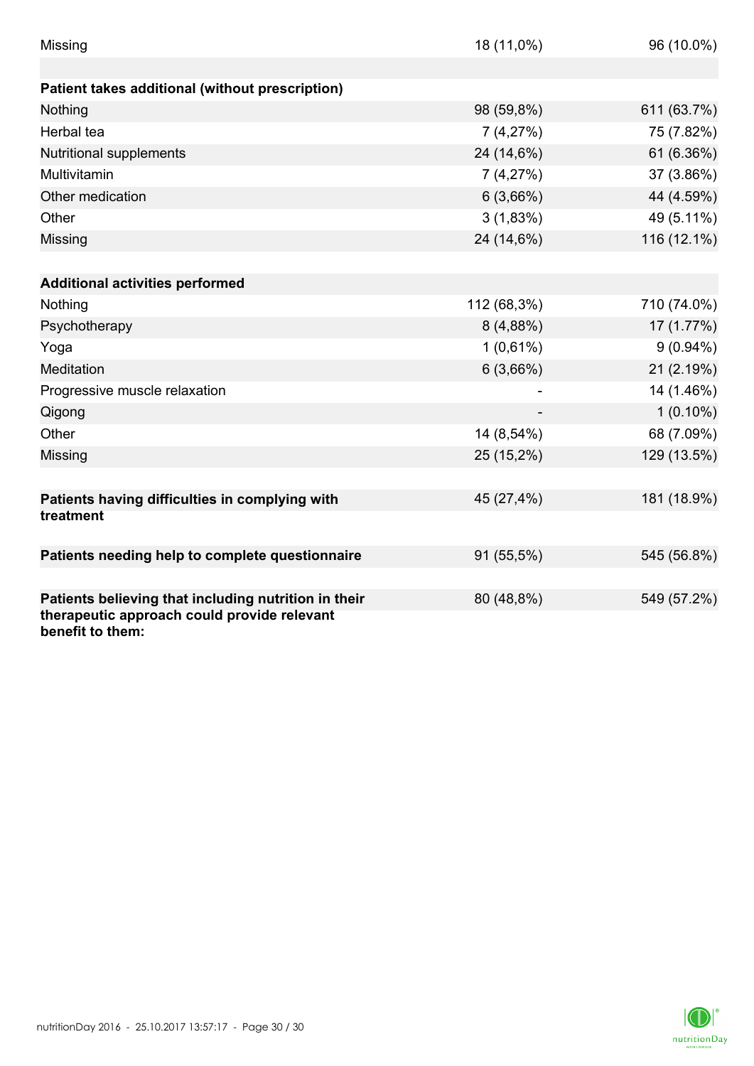| | | |
|---|---|---|
| Missing | 18 (11,0%) | 96 (10.0%) |
| | | |
| **Patient takes additional (without prescription)** | | |
| Nothing | 98 (59,8%) | 611 (63.7%) |
| Herbal tea | 7 (4,27%) | 75 (7.82%) |
| Nutritional supplements | 24 (14,6%) | 61 (6.36%) |
| Multivitamin | 7 (4,27%) | 37 (3.86%) |
| Other medication | 6 (3,66%) | 44 (4.59%) |
| Other | 3 (1,83%) | 49 (5.11%) |
| Missing | 24 (14,6%) | 116 (12.1%) |
| | | |
| **Additional activities performed** | | |
| Nothing | 112 (68,3%) | 710 (74.0%) |
| Psychotherapy | 8 (4,88%) | 17 (1.77%) |
| Yoga | 1 (0,61%) | 9 (0.94%) |
| Meditation | 6 (3,66%) | 21 (2.19%) |
| Progressive muscle relaxation | - | 14 (1.46%) |
| Qigong | - | 1 (0.10%) |
| Other | 14 (8,54%) | 68 (7.09%) |
| Missing | 25 (15,2%) | 129 (13.5%) |
| | | |
| **Patients having difficulties in complying with treatment** | 45 (27,4%) | 181 (18.9%) |
| | | |
| **Patients needing help to complete questionnaire** | 91 (55,5%) | 545 (56.8%) |
| | | |
| **Patients believing that including nutrition in their therapeutic approach could provide relevant benefit to them:** | 80 (48,8%) | 549 (57.2%) |